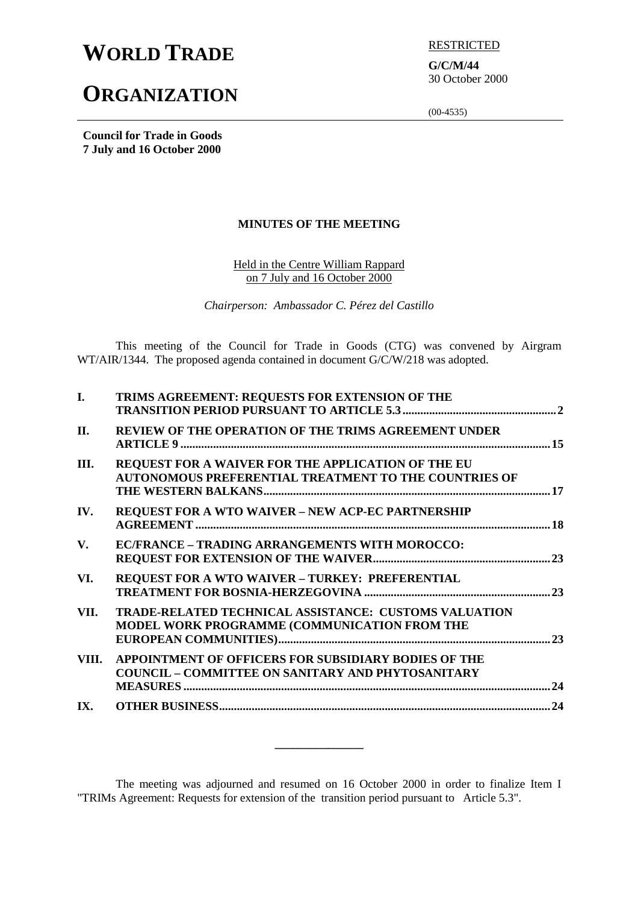# WORLD TRADE ORGANIZATION

RESTRICTED

**G/C/M/44**
30 October 2000

(00-4535)

**Council for Trade in Goods**
**7 July and 16 October 2000**

## MINUTES OF THE MEETING

Held in the Centre William Rappard
on 7 July and 16 October 2000

*Chairperson: Ambassador C. Pérez del Castillo*

This meeting of the Council for Trade in Goods (CTG) was convened by Airgram WT/AIR/1344. The proposed agenda contained in document G/C/W/218 was adopted.

| | | |
|---|---|---|
| **I.** | **TRIMS AGREEMENT: REQUESTS FOR EXTENSION OF THE TRANSITION PERIOD PURSUANT TO ARTICLE 5.3** | **2** |
| **II.** | **REVIEW OF THE OPERATION OF THE TRIMS AGREEMENT UNDER ARTICLE 9** | **15** |
| **III.** | **REQUEST FOR A WAIVER FOR THE APPLICATION OF THE EU AUTONOMOUS PREFERENTIAL TREATMENT TO THE COUNTRIES OF THE WESTERN BALKANS** | **17** |
| **IV.** | **REQUEST FOR A WTO WAIVER – NEW ACP-EC PARTNERSHIP AGREEMENT** | **18** |
| **V.** | **EC/FRANCE – TRADING ARRANGEMENTS WITH MOROCCO: REQUEST FOR EXTENSION OF THE WAIVER** | **23** |
| **VI.** | **REQUEST FOR A WTO WAIVER – TURKEY: PREFERENTIAL TREATMENT FOR BOSNIA-HERZEGOVINA** | **23** |
| **VII.** | **TRADE-RELATED TECHNICAL ASSISTANCE: CUSTOMS VALUATION MODEL WORK PROGRAMME (COMMUNICATION FROM THE EUROPEAN COMMUNITIES)** | **23** |
| **VIII.** | **APPOINTMENT OF OFFICERS FOR SUBSIDIARY BODIES OF THE COUNCIL – COMMITTEE ON SANITARY AND PHYTOSANITARY MEASURES** | **24** |
| **IX.** | **OTHER BUSINESS** | **24** |

---

The meeting was adjourned and resumed on 16 October 2000 in order to finalize Item I "TRIMs Agreement: Requests for extension of the transition period pursuant to Article 5.3".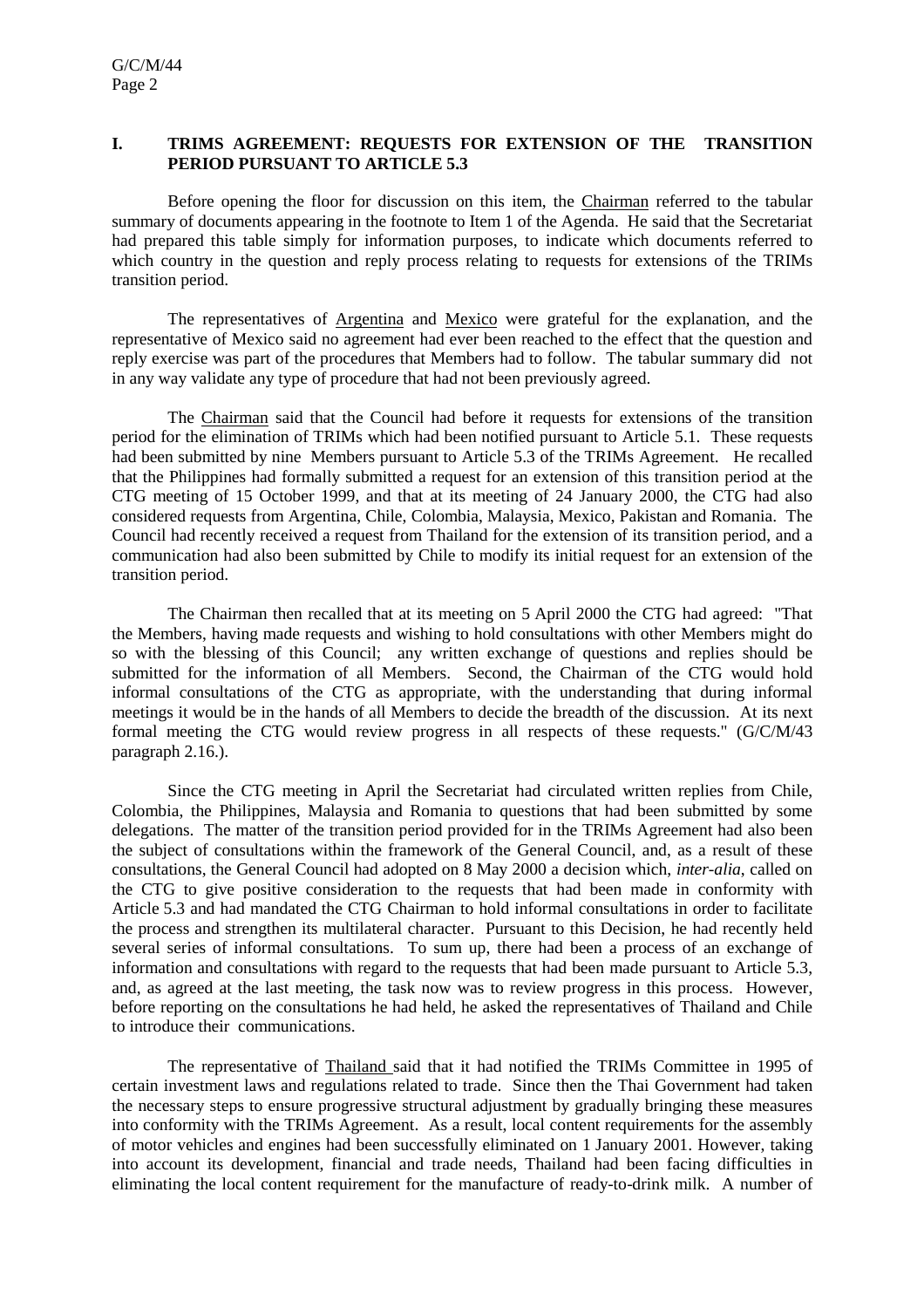## I. TRIMS AGREEMENT: REQUESTS FOR EXTENSION OF THE TRANSITION PERIOD PURSUANT TO ARTICLE 5.3

Before opening the floor for discussion on this item, the Chairman referred to the tabular summary of documents appearing in the footnote to Item 1 of the Agenda. He said that the Secretariat had prepared this table simply for information purposes, to indicate which documents referred to which country in the question and reply process relating to requests for extensions of the TRIMs transition period.

The representatives of Argentina and Mexico were grateful for the explanation, and the representative of Mexico said no agreement had ever been reached to the effect that the question and reply exercise was part of the procedures that Members had to follow. The tabular summary did not in any way validate any type of procedure that had not been previously agreed.

The Chairman said that the Council had before it requests for extensions of the transition period for the elimination of TRIMs which had been notified pursuant to Article 5.1. These requests had been submitted by nine Members pursuant to Article 5.3 of the TRIMs Agreement. He recalled that the Philippines had formally submitted a request for an extension of this transition period at the CTG meeting of 15 October 1999, and that at its meeting of 24 January 2000, the CTG had also considered requests from Argentina, Chile, Colombia, Malaysia, Mexico, Pakistan and Romania. The Council had recently received a request from Thailand for the extension of its transition period, and a communication had also been submitted by Chile to modify its initial request for an extension of the transition period.

The Chairman then recalled that at its meeting on 5 April 2000 the CTG had agreed: "That the Members, having made requests and wishing to hold consultations with other Members might do so with the blessing of this Council; any written exchange of questions and replies should be submitted for the information of all Members. Second, the Chairman of the CTG would hold informal consultations of the CTG as appropriate, with the understanding that during informal meetings it would be in the hands of all Members to decide the breadth of the discussion. At its next formal meeting the CTG would review progress in all respects of these requests." (G/C/M/43 paragraph 2.16.).

Since the CTG meeting in April the Secretariat had circulated written replies from Chile, Colombia, the Philippines, Malaysia and Romania to questions that had been submitted by some delegations. The matter of the transition period provided for in the TRIMs Agreement had also been the subject of consultations within the framework of the General Council, and, as a result of these consultations, the General Council had adopted on 8 May 2000 a decision which, *inter-alia*, called on the CTG to give positive consideration to the requests that had been made in conformity with Article 5.3 and had mandated the CTG Chairman to hold informal consultations in order to facilitate the process and strengthen its multilateral character. Pursuant to this Decision, he had recently held several series of informal consultations. To sum up, there had been a process of an exchange of information and consultations with regard to the requests that had been made pursuant to Article 5.3, and, as agreed at the last meeting, the task now was to review progress in this process. However, before reporting on the consultations he had held, he asked the representatives of Thailand and Chile to introduce their communications.

The representative of Thailand said that it had notified the TRIMs Committee in 1995 of certain investment laws and regulations related to trade. Since then the Thai Government had taken the necessary steps to ensure progressive structural adjustment by gradually bringing these measures into conformity with the TRIMs Agreement. As a result, local content requirements for the assembly of motor vehicles and engines had been successfully eliminated on 1 January 2001. However, taking into account its development, financial and trade needs, Thailand had been facing difficulties in eliminating the local content requirement for the manufacture of ready-to-drink milk. A number of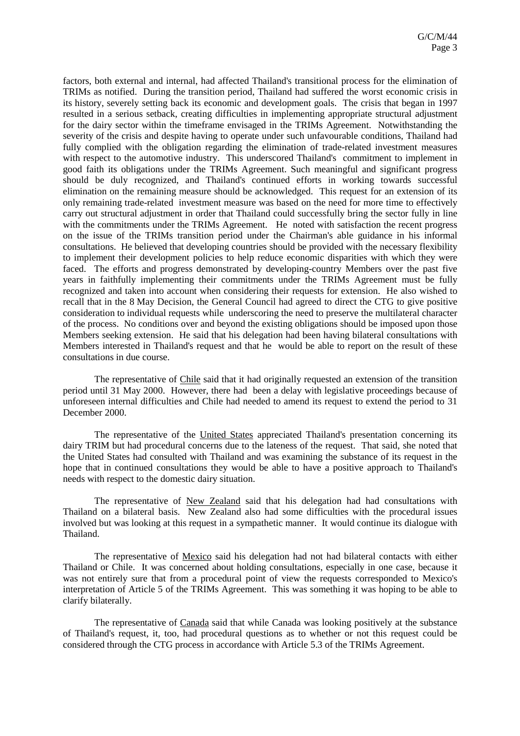factors, both external and internal, had affected Thailand's transitional process for the elimination of TRIMs as notified. During the transition period, Thailand had suffered the worst economic crisis in its history, severely setting back its economic and development goals. The crisis that began in 1997 resulted in a serious setback, creating difficulties in implementing appropriate structural adjustment for the dairy sector within the timeframe envisaged in the TRIMs Agreement. Notwithstanding the severity of the crisis and despite having to operate under such unfavourable conditions, Thailand had fully complied with the obligation regarding the elimination of trade-related investment measures with respect to the automotive industry. This underscored Thailand's commitment to implement in good faith its obligations under the TRIMs Agreement. Such meaningful and significant progress should be duly recognized, and Thailand's continued efforts in working towards successful elimination on the remaining measure should be acknowledged. This request for an extension of its only remaining trade-related investment measure was based on the need for more time to effectively carry out structural adjustment in order that Thailand could successfully bring the sector fully in line with the commitments under the TRIMs Agreement. He noted with satisfaction the recent progress on the issue of the TRIMs transition period under the Chairman's able guidance in his informal consultations. He believed that developing countries should be provided with the necessary flexibility to implement their development policies to help reduce economic disparities with which they were faced. The efforts and progress demonstrated by developing-country Members over the past five years in faithfully implementing their commitments under the TRIMs Agreement must be fully recognized and taken into account when considering their requests for extension. He also wished to recall that in the 8 May Decision, the General Council had agreed to direct the CTG to give positive consideration to individual requests while underscoring the need to preserve the multilateral character of the process. No conditions over and beyond the existing obligations should be imposed upon those Members seeking extension. He said that his delegation had been having bilateral consultations with Members interested in Thailand's request and that he would be able to report on the result of these consultations in due course.

The representative of Chile said that it had originally requested an extension of the transition period until 31 May 2000. However, there had been a delay with legislative proceedings because of unforeseen internal difficulties and Chile had needed to amend its request to extend the period to 31 December 2000.

The representative of the United States appreciated Thailand's presentation concerning its dairy TRIM but had procedural concerns due to the lateness of the request. That said, she noted that the United States had consulted with Thailand and was examining the substance of its request in the hope that in continued consultations they would be able to have a positive approach to Thailand's needs with respect to the domestic dairy situation.

The representative of New Zealand said that his delegation had had consultations with Thailand on a bilateral basis. New Zealand also had some difficulties with the procedural issues involved but was looking at this request in a sympathetic manner. It would continue its dialogue with Thailand.

The representative of Mexico said his delegation had not had bilateral contacts with either Thailand or Chile. It was concerned about holding consultations, especially in one case, because it was not entirely sure that from a procedural point of view the requests corresponded to Mexico's interpretation of Article 5 of the TRIMs Agreement. This was something it was hoping to be able to clarify bilaterally.

The representative of Canada said that while Canada was looking positively at the substance of Thailand's request, it, too, had procedural questions as to whether or not this request could be considered through the CTG process in accordance with Article 5.3 of the TRIMs Agreement.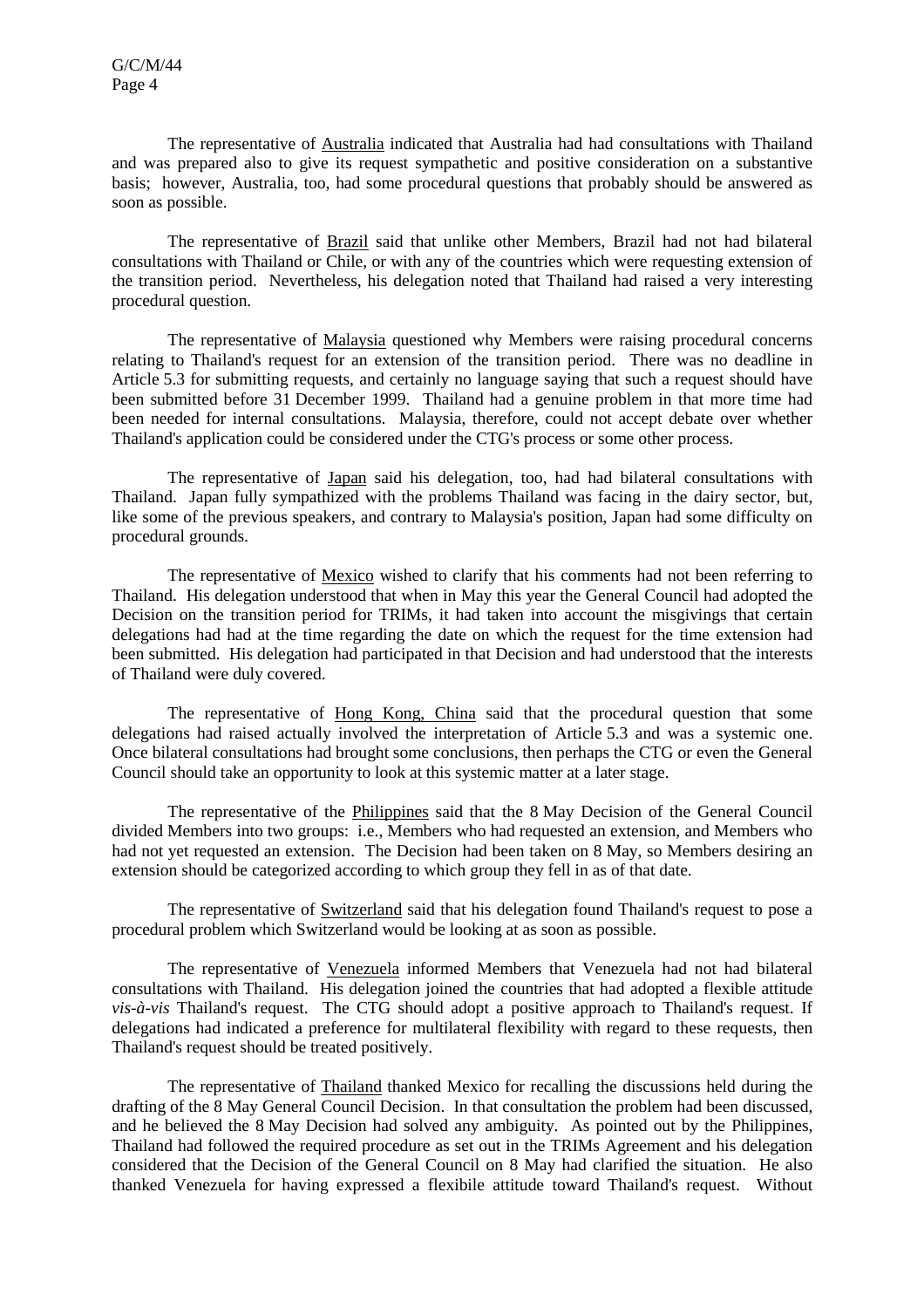The representative of Australia indicated that Australia had had consultations with Thailand and was prepared also to give its request sympathetic and positive consideration on a substantive basis; however, Australia, too, had some procedural questions that probably should be answered as soon as possible.

The representative of Brazil said that unlike other Members, Brazil had not had bilateral consultations with Thailand or Chile, or with any of the countries which were requesting extension of the transition period. Nevertheless, his delegation noted that Thailand had raised a very interesting procedural question.

The representative of Malaysia questioned why Members were raising procedural concerns relating to Thailand's request for an extension of the transition period. There was no deadline in Article 5.3 for submitting requests, and certainly no language saying that such a request should have been submitted before 31 December 1999. Thailand had a genuine problem in that more time had been needed for internal consultations. Malaysia, therefore, could not accept debate over whether Thailand's application could be considered under the CTG's process or some other process.

The representative of Japan said his delegation, too, had had bilateral consultations with Thailand. Japan fully sympathized with the problems Thailand was facing in the dairy sector, but, like some of the previous speakers, and contrary to Malaysia's position, Japan had some difficulty on procedural grounds.

The representative of Mexico wished to clarify that his comments had not been referring to Thailand. His delegation understood that when in May this year the General Council had adopted the Decision on the transition period for TRIMs, it had taken into account the misgivings that certain delegations had had at the time regarding the date on which the request for the time extension had been submitted. His delegation had participated in that Decision and had understood that the interests of Thailand were duly covered.

The representative of Hong Kong, China said that the procedural question that some delegations had raised actually involved the interpretation of Article 5.3 and was a systemic one. Once bilateral consultations had brought some conclusions, then perhaps the CTG or even the General Council should take an opportunity to look at this systemic matter at a later stage.

The representative of the Philippines said that the 8 May Decision of the General Council divided Members into two groups: i.e., Members who had requested an extension, and Members who had not yet requested an extension. The Decision had been taken on 8 May, so Members desiring an extension should be categorized according to which group they fell in as of that date.

The representative of Switzerland said that his delegation found Thailand's request to pose a procedural problem which Switzerland would be looking at as soon as possible.

The representative of Venezuela informed Members that Venezuela had not had bilateral consultations with Thailand. His delegation joined the countries that had adopted a flexible attitude *vis-à-vis* Thailand's request. The CTG should adopt a positive approach to Thailand's request. If delegations had indicated a preference for multilateral flexibility with regard to these requests, then Thailand's request should be treated positively.

The representative of Thailand thanked Mexico for recalling the discussions held during the drafting of the 8 May General Council Decision. In that consultation the problem had been discussed, and he believed the 8 May Decision had solved any ambiguity. As pointed out by the Philippines, Thailand had followed the required procedure as set out in the TRIMs Agreement and his delegation considered that the Decision of the General Council on 8 May had clarified the situation. He also thanked Venezuela for having expressed a flexibile attitude toward Thailand's request. Without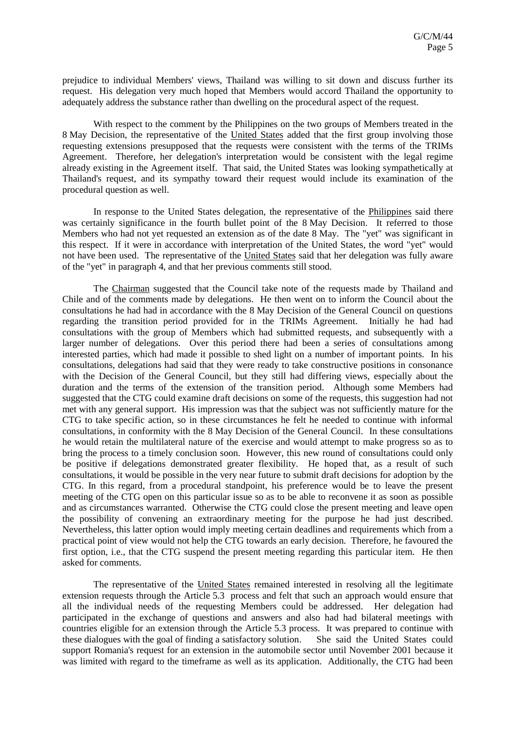prejudice to individual Members' views, Thailand was willing to sit down and discuss further its request. His delegation very much hoped that Members would accord Thailand the opportunity to adequately address the substance rather than dwelling on the procedural aspect of the request.

With respect to the comment by the Philippines on the two groups of Members treated in the 8 May Decision, the representative of the United States added that the first group involving those requesting extensions presupposed that the requests were consistent with the terms of the TRIMs Agreement. Therefore, her delegation's interpretation would be consistent with the legal regime already existing in the Agreement itself. That said, the United States was looking sympathetically at Thailand's request, and its sympathy toward their request would include its examination of the procedural question as well.

In response to the United States delegation, the representative of the Philippines said there was certainly significance in the fourth bullet point of the 8 May Decision. It referred to those Members who had not yet requested an extension as of the date 8 May. The "yet" was significant in this respect. If it were in accordance with interpretation of the United States, the word "yet" would not have been used. The representative of the United States said that her delegation was fully aware of the "yet" in paragraph 4, and that her previous comments still stood.

The Chairman suggested that the Council take note of the requests made by Thailand and Chile and of the comments made by delegations. He then went on to inform the Council about the consultations he had had in accordance with the 8 May Decision of the General Council on questions regarding the transition period provided for in the TRIMs Agreement. Initially he had had consultations with the group of Members which had submitted requests, and subsequently with a larger number of delegations. Over this period there had been a series of consultations among interested parties, which had made it possible to shed light on a number of important points. In his consultations, delegations had said that they were ready to take constructive positions in consonance with the Decision of the General Council, but they still had differing views, especially about the duration and the terms of the extension of the transition period. Although some Members had suggested that the CTG could examine draft decisions on some of the requests, this suggestion had not met with any general support. His impression was that the subject was not sufficiently mature for the CTG to take specific action, so in these circumstances he felt he needed to continue with informal consultations, in conformity with the 8 May Decision of the General Council. In these consultations he would retain the multilateral nature of the exercise and would attempt to make progress so as to bring the process to a timely conclusion soon. However, this new round of consultations could only be positive if delegations demonstrated greater flexibility. He hoped that, as a result of such consultations, it would be possible in the very near future to submit draft decisions for adoption by the CTG. In this regard, from a procedural standpoint, his preference would be to leave the present meeting of the CTG open on this particular issue so as to be able to reconvene it as soon as possible and as circumstances warranted. Otherwise the CTG could close the present meeting and leave open the possibility of convening an extraordinary meeting for the purpose he had just described. Nevertheless, this latter option would imply meeting certain deadlines and requirements which from a practical point of view would not help the CTG towards an early decision. Therefore, he favoured the first option, i.e., that the CTG suspend the present meeting regarding this particular item. He then asked for comments.

The representative of the United States remained interested in resolving all the legitimate extension requests through the Article 5.3 process and felt that such an approach would ensure that all the individual needs of the requesting Members could be addressed. Her delegation had participated in the exchange of questions and answers and also had had bilateral meetings with countries eligible for an extension through the Article 5.3 process. It was prepared to continue with these dialogues with the goal of finding a satisfactory solution. She said the United States could support Romania's request for an extension in the automobile sector until November 2001 because it was limited with regard to the timeframe as well as its application. Additionally, the CTG had been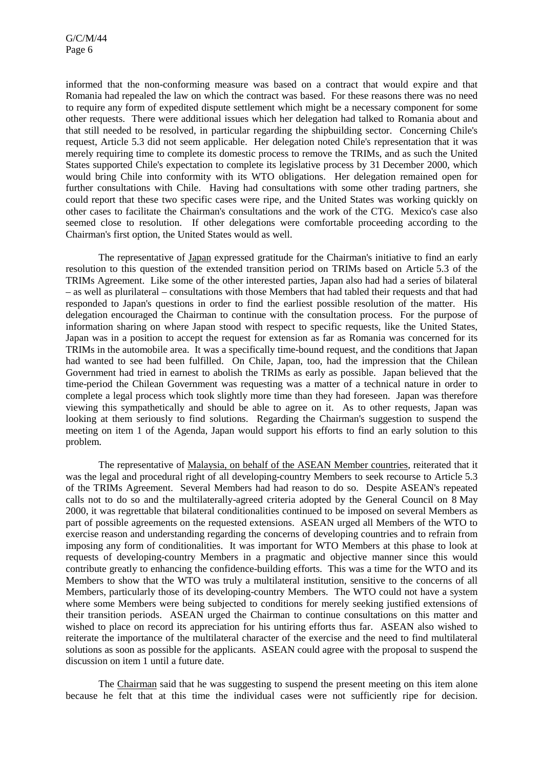informed that the non-conforming measure was based on a contract that would expire and that Romania had repealed the law on which the contract was based. For these reasons there was no need to require any form of expedited dispute settlement which might be a necessary component for some other requests. There were additional issues which her delegation had talked to Romania about and that still needed to be resolved, in particular regarding the shipbuilding sector. Concerning Chile's request, Article 5.3 did not seem applicable. Her delegation noted Chile's representation that it was merely requiring time to complete its domestic process to remove the TRIMs, and as such the United States supported Chile's expectation to complete its legislative process by 31 December 2000, which would bring Chile into conformity with its WTO obligations. Her delegation remained open for further consultations with Chile. Having had consultations with some other trading partners, she could report that these two specific cases were ripe, and the United States was working quickly on other cases to facilitate the Chairman's consultations and the work of the CTG. Mexico's case also seemed close to resolution. If other delegations were comfortable proceeding according to the Chairman's first option, the United States would as well.

The representative of Japan expressed gratitude for the Chairman's initiative to find an early resolution to this question of the extended transition period on TRIMs based on Article 5.3 of the TRIMs Agreement. Like some of the other interested parties, Japan also had had a series of bilateral – as well as plurilateral – consultations with those Members that had tabled their requests and that had responded to Japan's questions in order to find the earliest possible resolution of the matter. His delegation encouraged the Chairman to continue with the consultation process. For the purpose of information sharing on where Japan stood with respect to specific requests, like the United States, Japan was in a position to accept the request for extension as far as Romania was concerned for its TRIMs in the automobile area. It was a specifically time-bound request, and the conditions that Japan had wanted to see had been fulfilled. On Chile, Japan, too, had the impression that the Chilean Government had tried in earnest to abolish the TRIMs as early as possible. Japan believed that the time-period the Chilean Government was requesting was a matter of a technical nature in order to complete a legal process which took slightly more time than they had foreseen. Japan was therefore viewing this sympathetically and should be able to agree on it. As to other requests, Japan was looking at them seriously to find solutions. Regarding the Chairman's suggestion to suspend the meeting on item 1 of the Agenda, Japan would support his efforts to find an early solution to this problem.

The representative of Malaysia, on behalf of the ASEAN Member countries, reiterated that it was the legal and procedural right of all developing-country Members to seek recourse to Article 5.3 of the TRIMs Agreement. Several Members had had reason to do so. Despite ASEAN's repeated calls not to do so and the multilaterally-agreed criteria adopted by the General Council on 8 May 2000, it was regrettable that bilateral conditionalities continued to be imposed on several Members as part of possible agreements on the requested extensions. ASEAN urged all Members of the WTO to exercise reason and understanding regarding the concerns of developing countries and to refrain from imposing any form of conditionalities. It was important for WTO Members at this phase to look at requests of developing-country Members in a pragmatic and objective manner since this would contribute greatly to enhancing the confidence-building efforts. This was a time for the WTO and its Members to show that the WTO was truly a multilateral institution, sensitive to the concerns of all Members, particularly those of its developing-country Members. The WTO could not have a system where some Members were being subjected to conditions for merely seeking justified extensions of their transition periods. ASEAN urged the Chairman to continue consultations on this matter and wished to place on record its appreciation for his untiring efforts thus far. ASEAN also wished to reiterate the importance of the multilateral character of the exercise and the need to find multilateral solutions as soon as possible for the applicants. ASEAN could agree with the proposal to suspend the discussion on item 1 until a future date.

The Chairman said that he was suggesting to suspend the present meeting on this item alone because he felt that at this time the individual cases were not sufficiently ripe for decision.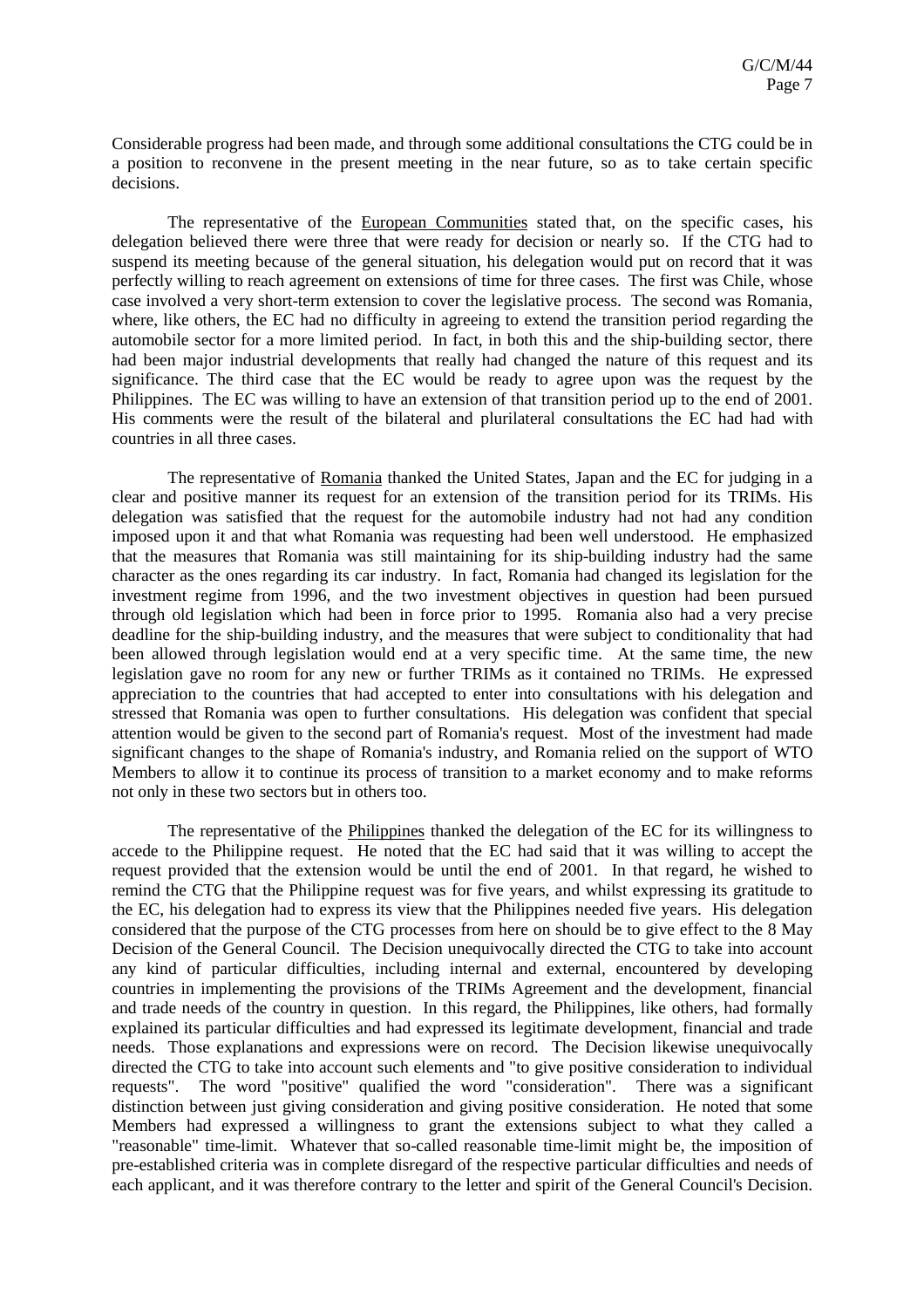Considerable progress had been made, and through some additional consultations the CTG could be in a position to reconvene in the present meeting in the near future, so as to take certain specific decisions.

The representative of the European Communities stated that, on the specific cases, his delegation believed there were three that were ready for decision or nearly so. If the CTG had to suspend its meeting because of the general situation, his delegation would put on record that it was perfectly willing to reach agreement on extensions of time for three cases. The first was Chile, whose case involved a very short-term extension to cover the legislative process. The second was Romania, where, like others, the EC had no difficulty in agreeing to extend the transition period regarding the automobile sector for a more limited period. In fact, in both this and the ship-building sector, there had been major industrial developments that really had changed the nature of this request and its significance. The third case that the EC would be ready to agree upon was the request by the Philippines. The EC was willing to have an extension of that transition period up to the end of 2001. His comments were the result of the bilateral and plurilateral consultations the EC had had with countries in all three cases.

The representative of Romania thanked the United States, Japan and the EC for judging in a clear and positive manner its request for an extension of the transition period for its TRIMs. His delegation was satisfied that the request for the automobile industry had not had any condition imposed upon it and that what Romania was requesting had been well understood. He emphasized that the measures that Romania was still maintaining for its ship-building industry had the same character as the ones regarding its car industry. In fact, Romania had changed its legislation for the investment regime from 1996, and the two investment objectives in question had been pursued through old legislation which had been in force prior to 1995. Romania also had a very precise deadline for the ship-building industry, and the measures that were subject to conditionality that had been allowed through legislation would end at a very specific time. At the same time, the new legislation gave no room for any new or further TRIMs as it contained no TRIMs. He expressed appreciation to the countries that had accepted to enter into consultations with his delegation and stressed that Romania was open to further consultations. His delegation was confident that special attention would be given to the second part of Romania's request. Most of the investment had made significant changes to the shape of Romania's industry, and Romania relied on the support of WTO Members to allow it to continue its process of transition to a market economy and to make reforms not only in these two sectors but in others too.

The representative of the Philippines thanked the delegation of the EC for its willingness to accede to the Philippine request. He noted that the EC had said that it was willing to accept the request provided that the extension would be until the end of 2001. In that regard, he wished to remind the CTG that the Philippine request was for five years, and whilst expressing its gratitude to the EC, his delegation had to express its view that the Philippines needed five years. His delegation considered that the purpose of the CTG processes from here on should be to give effect to the 8 May Decision of the General Council. The Decision unequivocally directed the CTG to take into account any kind of particular difficulties, including internal and external, encountered by developing countries in implementing the provisions of the TRIMs Agreement and the development, financial and trade needs of the country in question. In this regard, the Philippines, like others, had formally explained its particular difficulties and had expressed its legitimate development, financial and trade needs. Those explanations and expressions were on record. The Decision likewise unequivocally directed the CTG to take into account such elements and "to give positive consideration to individual requests". The word "positive" qualified the word "consideration". There was a significant distinction between just giving consideration and giving positive consideration. He noted that some Members had expressed a willingness to grant the extensions subject to what they called a "reasonable" time-limit. Whatever that so-called reasonable time-limit might be, the imposition of pre-established criteria was in complete disregard of the respective particular difficulties and needs of each applicant, and it was therefore contrary to the letter and spirit of the General Council's Decision.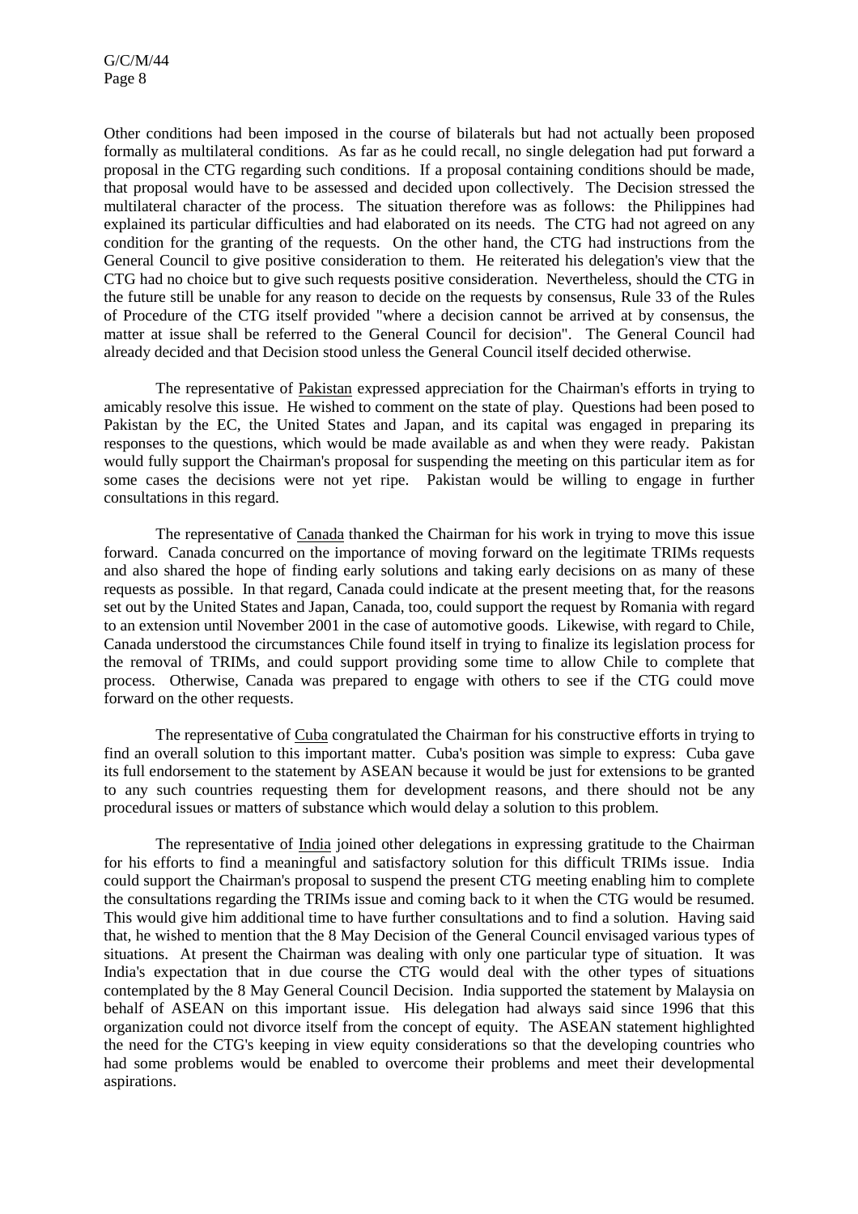Other conditions had been imposed in the course of bilaterals but had not actually been proposed formally as multilateral conditions. As far as he could recall, no single delegation had put forward a proposal in the CTG regarding such conditions. If a proposal containing conditions should be made, that proposal would have to be assessed and decided upon collectively. The Decision stressed the multilateral character of the process. The situation therefore was as follows: the Philippines had explained its particular difficulties and had elaborated on its needs. The CTG had not agreed on any condition for the granting of the requests. On the other hand, the CTG had instructions from the General Council to give positive consideration to them. He reiterated his delegation's view that the CTG had no choice but to give such requests positive consideration. Nevertheless, should the CTG in the future still be unable for any reason to decide on the requests by consensus, Rule 33 of the Rules of Procedure of the CTG itself provided "where a decision cannot be arrived at by consensus, the matter at issue shall be referred to the General Council for decision". The General Council had already decided and that Decision stood unless the General Council itself decided otherwise.

The representative of Pakistan expressed appreciation for the Chairman's efforts in trying to amicably resolve this issue. He wished to comment on the state of play. Questions had been posed to Pakistan by the EC, the United States and Japan, and its capital was engaged in preparing its responses to the questions, which would be made available as and when they were ready. Pakistan would fully support the Chairman's proposal for suspending the meeting on this particular item as for some cases the decisions were not yet ripe. Pakistan would be willing to engage in further consultations in this regard.

The representative of Canada thanked the Chairman for his work in trying to move this issue forward. Canada concurred on the importance of moving forward on the legitimate TRIMs requests and also shared the hope of finding early solutions and taking early decisions on as many of these requests as possible. In that regard, Canada could indicate at the present meeting that, for the reasons set out by the United States and Japan, Canada, too, could support the request by Romania with regard to an extension until November 2001 in the case of automotive goods. Likewise, with regard to Chile, Canada understood the circumstances Chile found itself in trying to finalize its legislation process for the removal of TRIMs, and could support providing some time to allow Chile to complete that process. Otherwise, Canada was prepared to engage with others to see if the CTG could move forward on the other requests.

The representative of Cuba congratulated the Chairman for his constructive efforts in trying to find an overall solution to this important matter. Cuba's position was simple to express: Cuba gave its full endorsement to the statement by ASEAN because it would be just for extensions to be granted to any such countries requesting them for development reasons, and there should not be any procedural issues or matters of substance which would delay a solution to this problem.

The representative of India joined other delegations in expressing gratitude to the Chairman for his efforts to find a meaningful and satisfactory solution for this difficult TRIMs issue. India could support the Chairman's proposal to suspend the present CTG meeting enabling him to complete the consultations regarding the TRIMs issue and coming back to it when the CTG would be resumed. This would give him additional time to have further consultations and to find a solution. Having said that, he wished to mention that the 8 May Decision of the General Council envisaged various types of situations. At present the Chairman was dealing with only one particular type of situation. It was India's expectation that in due course the CTG would deal with the other types of situations contemplated by the 8 May General Council Decision. India supported the statement by Malaysia on behalf of ASEAN on this important issue. His delegation had always said since 1996 that this organization could not divorce itself from the concept of equity. The ASEAN statement highlighted the need for the CTG's keeping in view equity considerations so that the developing countries who had some problems would be enabled to overcome their problems and meet their developmental aspirations.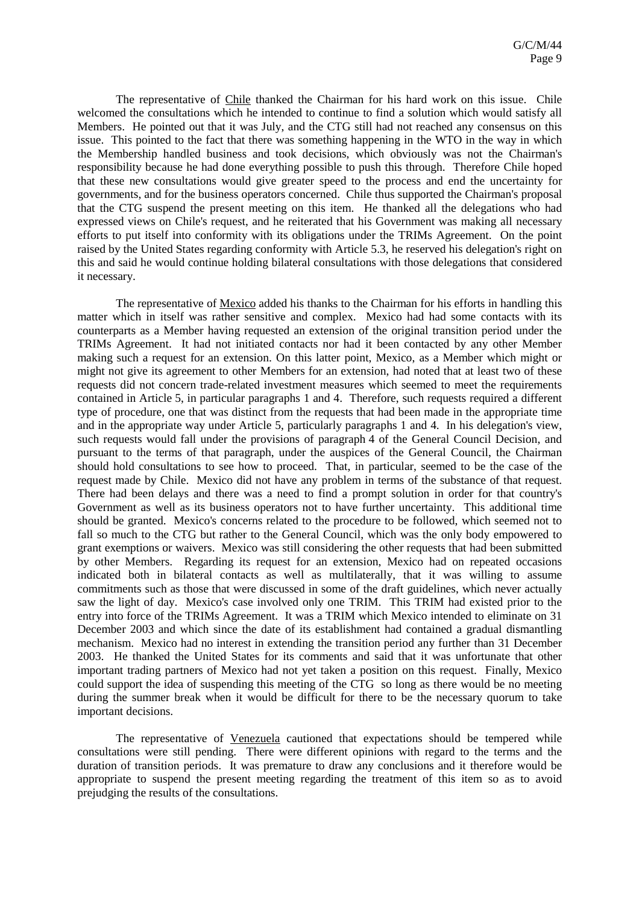The representative of Chile thanked the Chairman for his hard work on this issue. Chile welcomed the consultations which he intended to continue to find a solution which would satisfy all Members. He pointed out that it was July, and the CTG still had not reached any consensus on this issue. This pointed to the fact that there was something happening in the WTO in the way in which the Membership handled business and took decisions, which obviously was not the Chairman's responsibility because he had done everything possible to push this through. Therefore Chile hoped that these new consultations would give greater speed to the process and end the uncertainty for governments, and for the business operators concerned. Chile thus supported the Chairman's proposal that the CTG suspend the present meeting on this item. He thanked all the delegations who had expressed views on Chile's request, and he reiterated that his Government was making all necessary efforts to put itself into conformity with its obligations under the TRIMs Agreement. On the point raised by the United States regarding conformity with Article 5.3, he reserved his delegation's right on this and said he would continue holding bilateral consultations with those delegations that considered it necessary.

The representative of Mexico added his thanks to the Chairman for his efforts in handling this matter which in itself was rather sensitive and complex. Mexico had had some contacts with its counterparts as a Member having requested an extension of the original transition period under the TRIMs Agreement. It had not initiated contacts nor had it been contacted by any other Member making such a request for an extension. On this latter point, Mexico, as a Member which might or might not give its agreement to other Members for an extension, had noted that at least two of these requests did not concern trade-related investment measures which seemed to meet the requirements contained in Article 5, in particular paragraphs 1 and 4. Therefore, such requests required a different type of procedure, one that was distinct from the requests that had been made in the appropriate time and in the appropriate way under Article 5, particularly paragraphs 1 and 4. In his delegation's view, such requests would fall under the provisions of paragraph 4 of the General Council Decision, and pursuant to the terms of that paragraph, under the auspices of the General Council, the Chairman should hold consultations to see how to proceed. That, in particular, seemed to be the case of the request made by Chile. Mexico did not have any problem in terms of the substance of that request. There had been delays and there was a need to find a prompt solution in order for that country's Government as well as its business operators not to have further uncertainty. This additional time should be granted. Mexico's concerns related to the procedure to be followed, which seemed not to fall so much to the CTG but rather to the General Council, which was the only body empowered to grant exemptions or waivers. Mexico was still considering the other requests that had been submitted by other Members. Regarding its request for an extension, Mexico had on repeated occasions indicated both in bilateral contacts as well as multilaterally, that it was willing to assume commitments such as those that were discussed in some of the draft guidelines, which never actually saw the light of day. Mexico's case involved only one TRIM. This TRIM had existed prior to the entry into force of the TRIMs Agreement. It was a TRIM which Mexico intended to eliminate on 31 December 2003 and which since the date of its establishment had contained a gradual dismantling mechanism. Mexico had no interest in extending the transition period any further than 31 December 2003. He thanked the United States for its comments and said that it was unfortunate that other important trading partners of Mexico had not yet taken a position on this request. Finally, Mexico could support the idea of suspending this meeting of the CTG so long as there would be no meeting during the summer break when it would be difficult for there to be the necessary quorum to take important decisions.

The representative of Venezuela cautioned that expectations should be tempered while consultations were still pending. There were different opinions with regard to the terms and the duration of transition periods. It was premature to draw any conclusions and it therefore would be appropriate to suspend the present meeting regarding the treatment of this item so as to avoid prejudging the results of the consultations.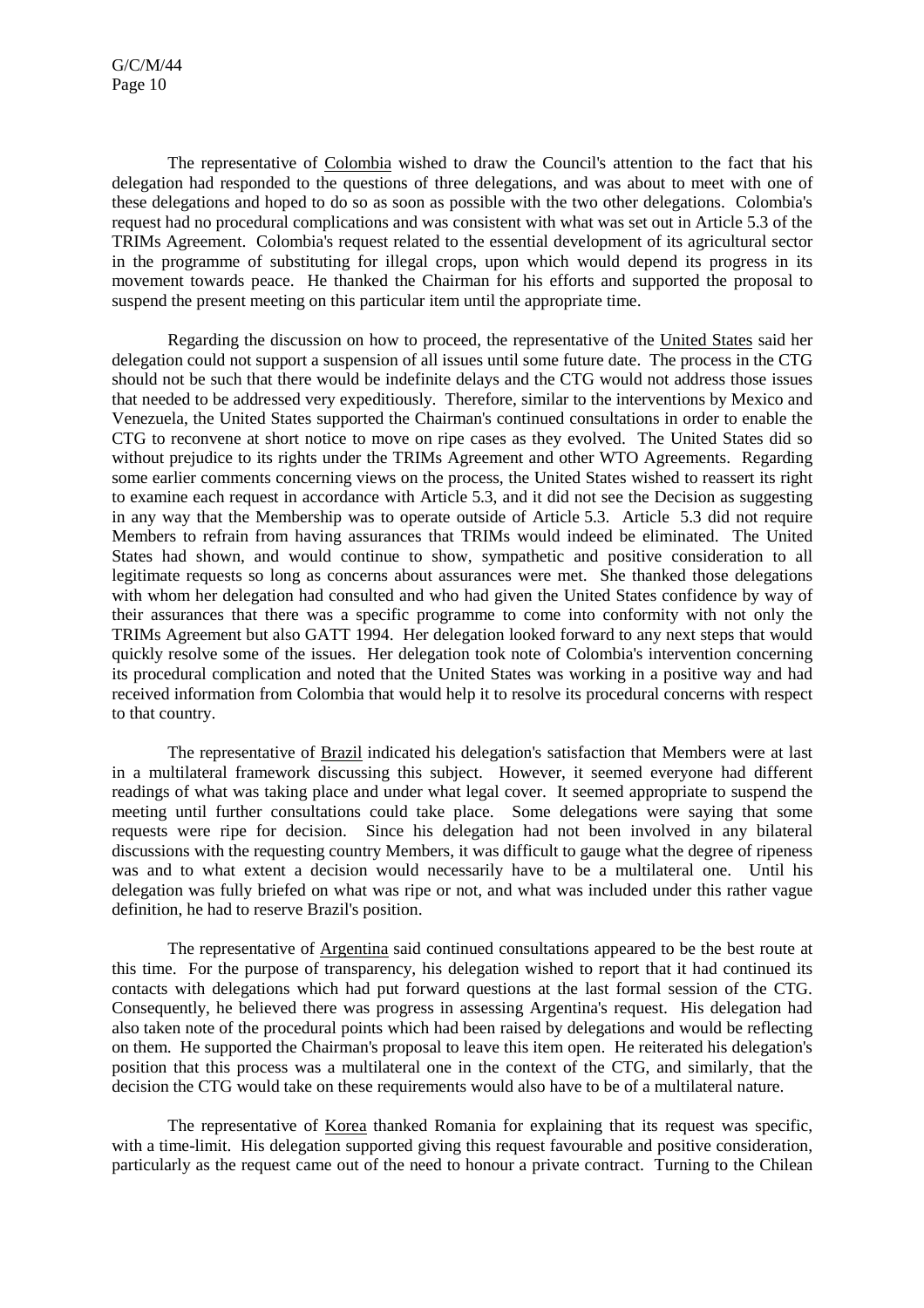The representative of Colombia wished to draw the Council's attention to the fact that his delegation had responded to the questions of three delegations, and was about to meet with one of these delegations and hoped to do so as soon as possible with the two other delegations. Colombia's request had no procedural complications and was consistent with what was set out in Article 5.3 of the TRIMs Agreement. Colombia's request related to the essential development of its agricultural sector in the programme of substituting for illegal crops, upon which would depend its progress in its movement towards peace. He thanked the Chairman for his efforts and supported the proposal to suspend the present meeting on this particular item until the appropriate time.

Regarding the discussion on how to proceed, the representative of the United States said her delegation could not support a suspension of all issues until some future date. The process in the CTG should not be such that there would be indefinite delays and the CTG would not address those issues that needed to be addressed very expeditiously. Therefore, similar to the interventions by Mexico and Venezuela, the United States supported the Chairman's continued consultations in order to enable the CTG to reconvene at short notice to move on ripe cases as they evolved. The United States did so without prejudice to its rights under the TRIMs Agreement and other WTO Agreements. Regarding some earlier comments concerning views on the process, the United States wished to reassert its right to examine each request in accordance with Article 5.3, and it did not see the Decision as suggesting in any way that the Membership was to operate outside of Article 5.3. Article 5.3 did not require Members to refrain from having assurances that TRIMs would indeed be eliminated. The United States had shown, and would continue to show, sympathetic and positive consideration to all legitimate requests so long as concerns about assurances were met. She thanked those delegations with whom her delegation had consulted and who had given the United States confidence by way of their assurances that there was a specific programme to come into conformity with not only the TRIMs Agreement but also GATT 1994. Her delegation looked forward to any next steps that would quickly resolve some of the issues. Her delegation took note of Colombia's intervention concerning its procedural complication and noted that the United States was working in a positive way and had received information from Colombia that would help it to resolve its procedural concerns with respect to that country.

The representative of Brazil indicated his delegation's satisfaction that Members were at last in a multilateral framework discussing this subject. However, it seemed everyone had different readings of what was taking place and under what legal cover. It seemed appropriate to suspend the meeting until further consultations could take place. Some delegations were saying that some requests were ripe for decision. Since his delegation had not been involved in any bilateral discussions with the requesting country Members, it was difficult to gauge what the degree of ripeness was and to what extent a decision would necessarily have to be a multilateral one. Until his delegation was fully briefed on what was ripe or not, and what was included under this rather vague definition, he had to reserve Brazil's position.

The representative of Argentina said continued consultations appeared to be the best route at this time. For the purpose of transparency, his delegation wished to report that it had continued its contacts with delegations which had put forward questions at the last formal session of the CTG. Consequently, he believed there was progress in assessing Argentina's request. His delegation had also taken note of the procedural points which had been raised by delegations and would be reflecting on them. He supported the Chairman's proposal to leave this item open. He reiterated his delegation's position that this process was a multilateral one in the context of the CTG, and similarly, that the decision the CTG would take on these requirements would also have to be of a multilateral nature.

The representative of Korea thanked Romania for explaining that its request was specific, with a time-limit. His delegation supported giving this request favourable and positive consideration, particularly as the request came out of the need to honour a private contract. Turning to the Chilean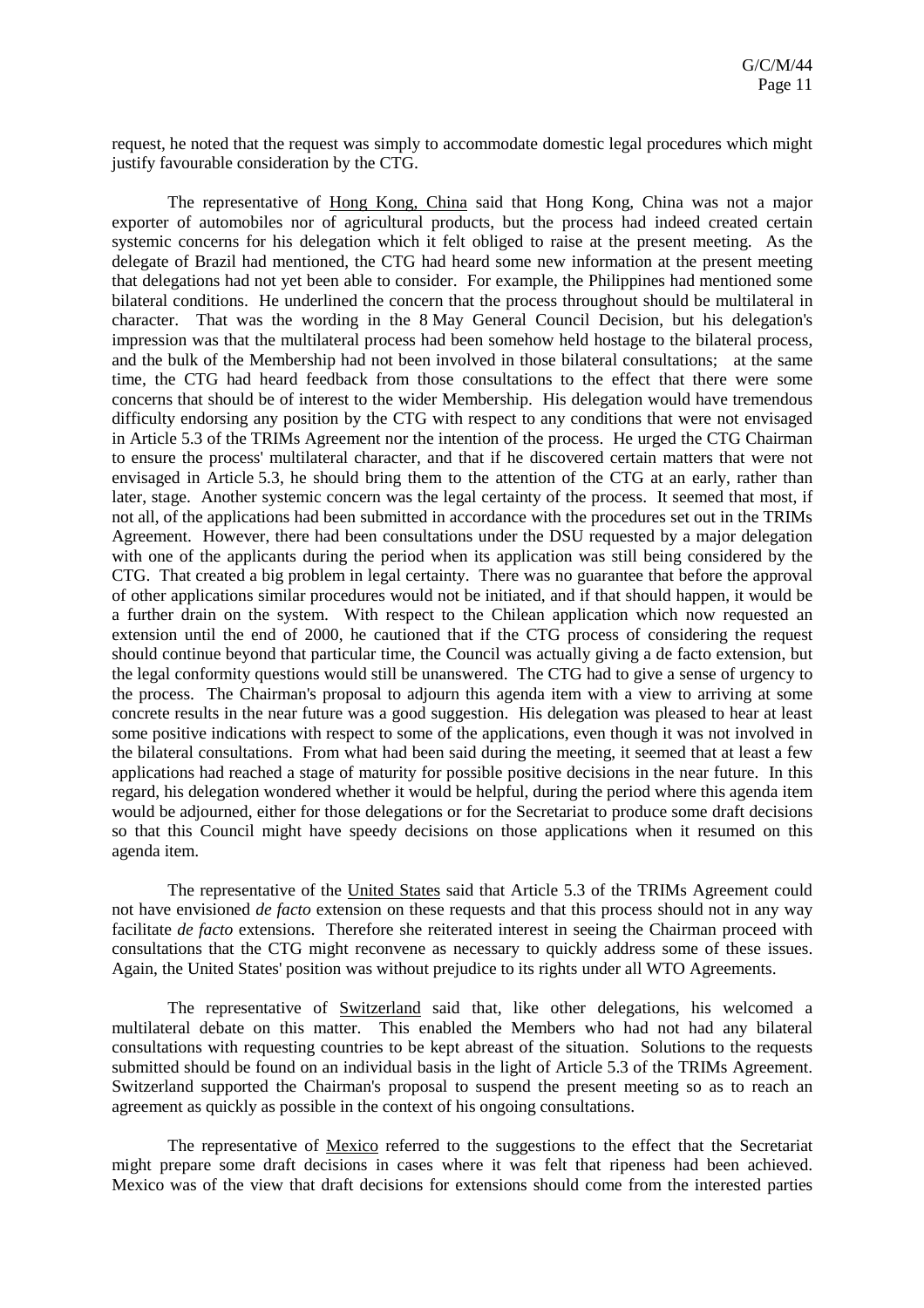request, he noted that the request was simply to accommodate domestic legal procedures which might justify favourable consideration by the CTG.

The representative of Hong Kong, China said that Hong Kong, China was not a major exporter of automobiles nor of agricultural products, but the process had indeed created certain systemic concerns for his delegation which it felt obliged to raise at the present meeting. As the delegate of Brazil had mentioned, the CTG had heard some new information at the present meeting that delegations had not yet been able to consider. For example, the Philippines had mentioned some bilateral conditions. He underlined the concern that the process throughout should be multilateral in character. That was the wording in the 8 May General Council Decision, but his delegation's impression was that the multilateral process had been somehow held hostage to the bilateral process, and the bulk of the Membership had not been involved in those bilateral consultations; at the same time, the CTG had heard feedback from those consultations to the effect that there were some concerns that should be of interest to the wider Membership. His delegation would have tremendous difficulty endorsing any position by the CTG with respect to any conditions that were not envisaged in Article 5.3 of the TRIMs Agreement nor the intention of the process. He urged the CTG Chairman to ensure the process' multilateral character, and that if he discovered certain matters that were not envisaged in Article 5.3, he should bring them to the attention of the CTG at an early, rather than later, stage. Another systemic concern was the legal certainty of the process. It seemed that most, if not all, of the applications had been submitted in accordance with the procedures set out in the TRIMs Agreement. However, there had been consultations under the DSU requested by a major delegation with one of the applicants during the period when its application was still being considered by the CTG. That created a big problem in legal certainty. There was no guarantee that before the approval of other applications similar procedures would not be initiated, and if that should happen, it would be a further drain on the system. With respect to the Chilean application which now requested an extension until the end of 2000, he cautioned that if the CTG process of considering the request should continue beyond that particular time, the Council was actually giving a de facto extension, but the legal conformity questions would still be unanswered. The CTG had to give a sense of urgency to the process. The Chairman's proposal to adjourn this agenda item with a view to arriving at some concrete results in the near future was a good suggestion. His delegation was pleased to hear at least some positive indications with respect to some of the applications, even though it was not involved in the bilateral consultations. From what had been said during the meeting, it seemed that at least a few applications had reached a stage of maturity for possible positive decisions in the near future. In this regard, his delegation wondered whether it would be helpful, during the period where this agenda item would be adjourned, either for those delegations or for the Secretariat to produce some draft decisions so that this Council might have speedy decisions on those applications when it resumed on this agenda item.

The representative of the United States said that Article 5.3 of the TRIMs Agreement could not have envisioned *de facto* extension on these requests and that this process should not in any way facilitate *de facto* extensions. Therefore she reiterated interest in seeing the Chairman proceed with consultations that the CTG might reconvene as necessary to quickly address some of these issues. Again, the United States' position was without prejudice to its rights under all WTO Agreements.

The representative of Switzerland said that, like other delegations, his welcomed a multilateral debate on this matter. This enabled the Members who had not had any bilateral consultations with requesting countries to be kept abreast of the situation. Solutions to the requests submitted should be found on an individual basis in the light of Article 5.3 of the TRIMs Agreement. Switzerland supported the Chairman's proposal to suspend the present meeting so as to reach an agreement as quickly as possible in the context of his ongoing consultations.

The representative of Mexico referred to the suggestions to the effect that the Secretariat might prepare some draft decisions in cases where it was felt that ripeness had been achieved. Mexico was of the view that draft decisions for extensions should come from the interested parties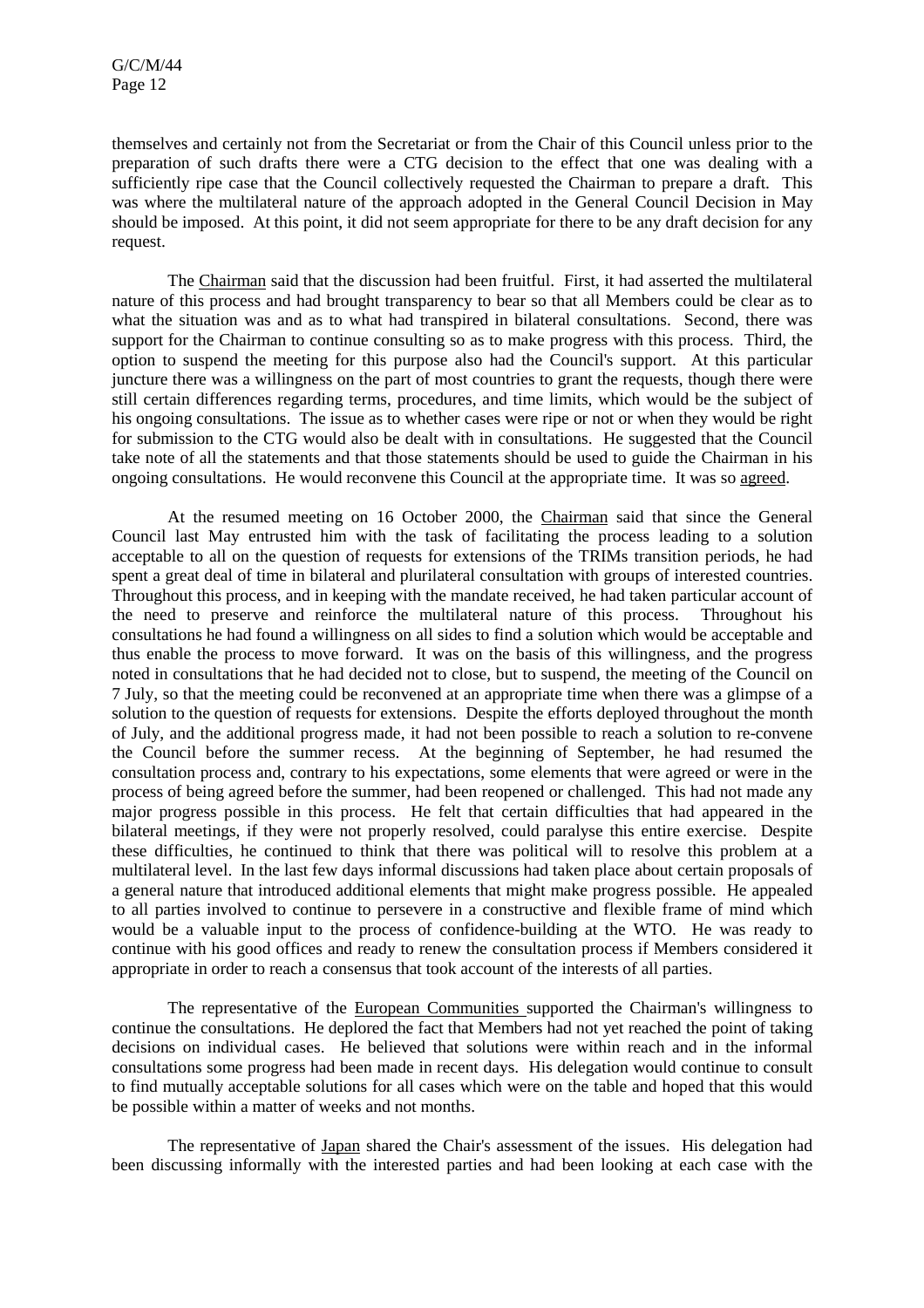themselves and certainly not from the Secretariat or from the Chair of this Council unless prior to the preparation of such drafts there were a CTG decision to the effect that one was dealing with a sufficiently ripe case that the Council collectively requested the Chairman to prepare a draft. This was where the multilateral nature of the approach adopted in the General Council Decision in May should be imposed. At this point, it did not seem appropriate for there to be any draft decision for any request.

The Chairman said that the discussion had been fruitful. First, it had asserted the multilateral nature of this process and had brought transparency to bear so that all Members could be clear as to what the situation was and as to what had transpired in bilateral consultations. Second, there was support for the Chairman to continue consulting so as to make progress with this process. Third, the option to suspend the meeting for this purpose also had the Council's support. At this particular juncture there was a willingness on the part of most countries to grant the requests, though there were still certain differences regarding terms, procedures, and time limits, which would be the subject of his ongoing consultations. The issue as to whether cases were ripe or not or when they would be right for submission to the CTG would also be dealt with in consultations. He suggested that the Council take note of all the statements and that those statements should be used to guide the Chairman in his ongoing consultations. He would reconvene this Council at the appropriate time. It was so agreed.

At the resumed meeting on 16 October 2000, the Chairman said that since the General Council last May entrusted him with the task of facilitating the process leading to a solution acceptable to all on the question of requests for extensions of the TRIMs transition periods, he had spent a great deal of time in bilateral and plurilateral consultation with groups of interested countries. Throughout this process, and in keeping with the mandate received, he had taken particular account of the need to preserve and reinforce the multilateral nature of this process. Throughout his consultations he had found a willingness on all sides to find a solution which would be acceptable and thus enable the process to move forward. It was on the basis of this willingness, and the progress noted in consultations that he had decided not to close, but to suspend, the meeting of the Council on 7 July, so that the meeting could be reconvened at an appropriate time when there was a glimpse of a solution to the question of requests for extensions. Despite the efforts deployed throughout the month of July, and the additional progress made, it had not been possible to reach a solution to re-convene the Council before the summer recess. At the beginning of September, he had resumed the consultation process and, contrary to his expectations, some elements that were agreed or were in the process of being agreed before the summer, had been reopened or challenged. This had not made any major progress possible in this process. He felt that certain difficulties that had appeared in the bilateral meetings, if they were not properly resolved, could paralyse this entire exercise. Despite these difficulties, he continued to think that there was political will to resolve this problem at a multilateral level. In the last few days informal discussions had taken place about certain proposals of a general nature that introduced additional elements that might make progress possible. He appealed to all parties involved to continue to persevere in a constructive and flexible frame of mind which would be a valuable input to the process of confidence-building at the WTO. He was ready to continue with his good offices and ready to renew the consultation process if Members considered it appropriate in order to reach a consensus that took account of the interests of all parties.

The representative of the European Communities supported the Chairman's willingness to continue the consultations. He deplored the fact that Members had not yet reached the point of taking decisions on individual cases. He believed that solutions were within reach and in the informal consultations some progress had been made in recent days. His delegation would continue to consult to find mutually acceptable solutions for all cases which were on the table and hoped that this would be possible within a matter of weeks and not months.

The representative of Japan shared the Chair's assessment of the issues. His delegation had been discussing informally with the interested parties and had been looking at each case with the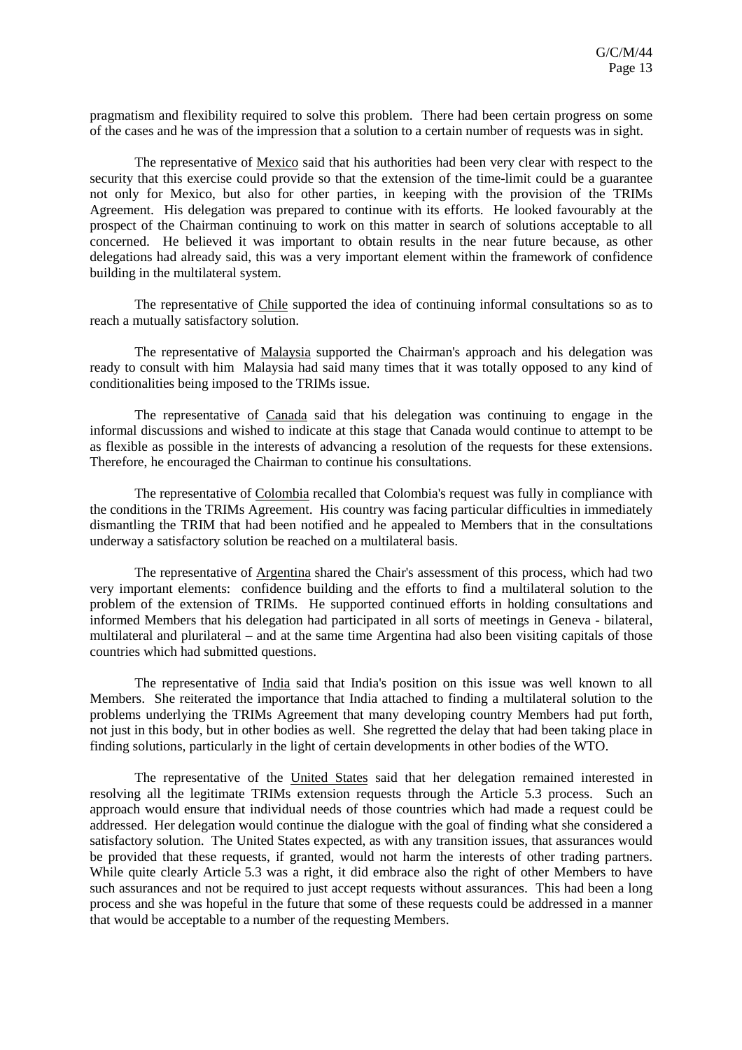pragmatism and flexibility required to solve this problem. There had been certain progress on some of the cases and he was of the impression that a solution to a certain number of requests was in sight.

The representative of Mexico said that his authorities had been very clear with respect to the security that this exercise could provide so that the extension of the time-limit could be a guarantee not only for Mexico, but also for other parties, in keeping with the provision of the TRIMs Agreement. His delegation was prepared to continue with its efforts. He looked favourably at the prospect of the Chairman continuing to work on this matter in search of solutions acceptable to all concerned. He believed it was important to obtain results in the near future because, as other delegations had already said, this was a very important element within the framework of confidence building in the multilateral system.

The representative of Chile supported the idea of continuing informal consultations so as to reach a mutually satisfactory solution.

The representative of Malaysia supported the Chairman's approach and his delegation was ready to consult with him Malaysia had said many times that it was totally opposed to any kind of conditionalities being imposed to the TRIMs issue.

The representative of Canada said that his delegation was continuing to engage in the informal discussions and wished to indicate at this stage that Canada would continue to attempt to be as flexible as possible in the interests of advancing a resolution of the requests for these extensions. Therefore, he encouraged the Chairman to continue his consultations.

The representative of Colombia recalled that Colombia's request was fully in compliance with the conditions in the TRIMs Agreement. His country was facing particular difficulties in immediately dismantling the TRIM that had been notified and he appealed to Members that in the consultations underway a satisfactory solution be reached on a multilateral basis.

The representative of Argentina shared the Chair's assessment of this process, which had two very important elements: confidence building and the efforts to find a multilateral solution to the problem of the extension of TRIMs. He supported continued efforts in holding consultations and informed Members that his delegation had participated in all sorts of meetings in Geneva - bilateral, multilateral and plurilateral – and at the same time Argentina had also been visiting capitals of those countries which had submitted questions.

The representative of India said that India's position on this issue was well known to all Members. She reiterated the importance that India attached to finding a multilateral solution to the problems underlying the TRIMs Agreement that many developing country Members had put forth, not just in this body, but in other bodies as well. She regretted the delay that had been taking place in finding solutions, particularly in the light of certain developments in other bodies of the WTO.

The representative of the United States said that her delegation remained interested in resolving all the legitimate TRIMs extension requests through the Article 5.3 process. Such an approach would ensure that individual needs of those countries which had made a request could be addressed. Her delegation would continue the dialogue with the goal of finding what she considered a satisfactory solution. The United States expected, as with any transition issues, that assurances would be provided that these requests, if granted, would not harm the interests of other trading partners. While quite clearly Article 5.3 was a right, it did embrace also the right of other Members to have such assurances and not be required to just accept requests without assurances. This had been a long process and she was hopeful in the future that some of these requests could be addressed in a manner that would be acceptable to a number of the requesting Members.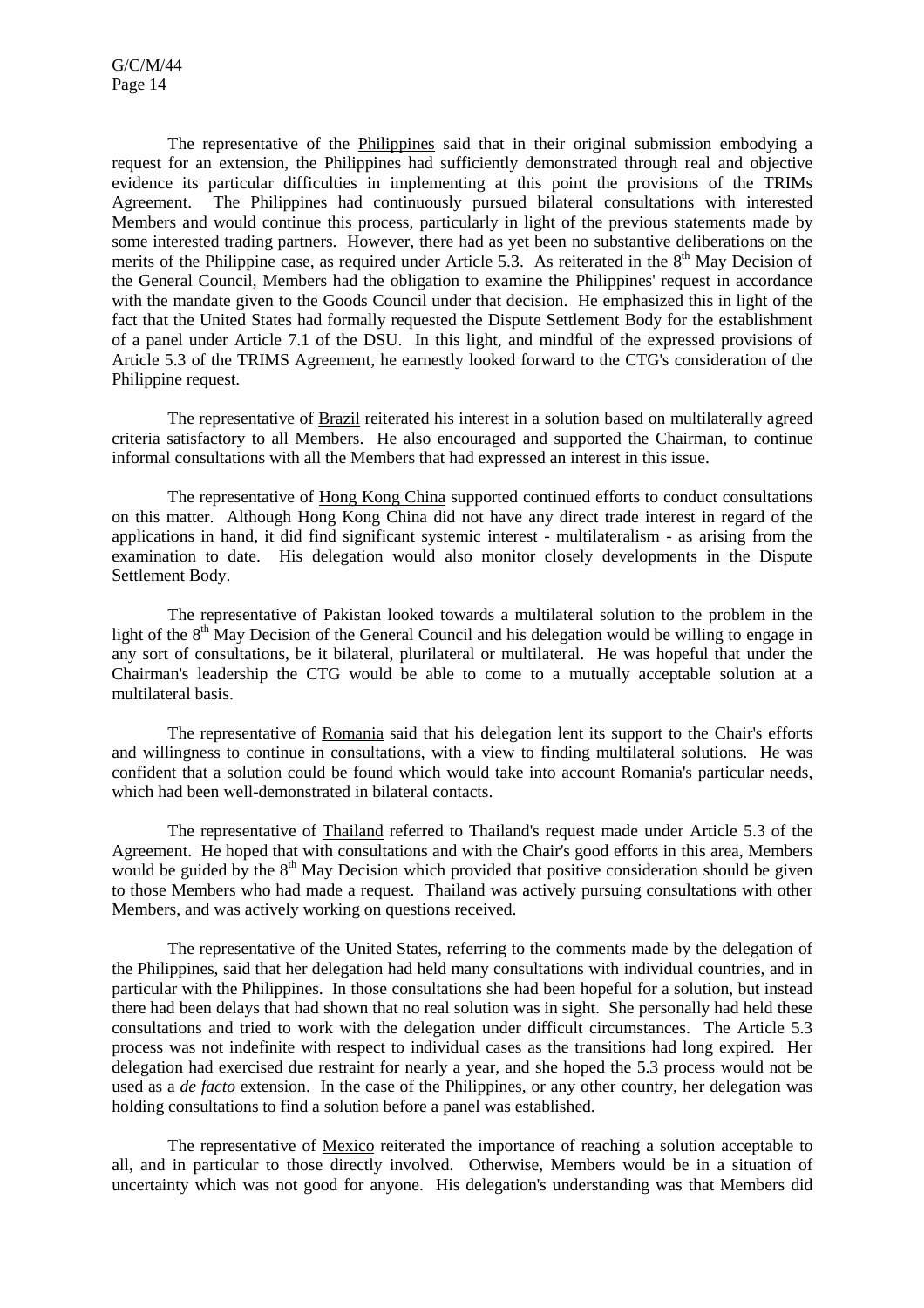The representative of the Philippines said that in their original submission embodying a request for an extension, the Philippines had sufficiently demonstrated through real and objective evidence its particular difficulties in implementing at this point the provisions of the TRIMs Agreement. The Philippines had continuously pursued bilateral consultations with interested Members and would continue this process, particularly in light of the previous statements made by some interested trading partners. However, there had as yet been no substantive deliberations on the merits of the Philippine case, as required under Article 5.3. As reiterated in the 8th May Decision of the General Council, Members had the obligation to examine the Philippines' request in accordance with the mandate given to the Goods Council under that decision. He emphasized this in light of the fact that the United States had formally requested the Dispute Settlement Body for the establishment of a panel under Article 7.1 of the DSU. In this light, and mindful of the expressed provisions of Article 5.3 of the TRIMS Agreement, he earnestly looked forward to the CTG's consideration of the Philippine request.

The representative of Brazil reiterated his interest in a solution based on multilaterally agreed criteria satisfactory to all Members. He also encouraged and supported the Chairman, to continue informal consultations with all the Members that had expressed an interest in this issue.

The representative of Hong Kong China supported continued efforts to conduct consultations on this matter. Although Hong Kong China did not have any direct trade interest in regard of the applications in hand, it did find significant systemic interest - multilateralism - as arising from the examination to date. His delegation would also monitor closely developments in the Dispute Settlement Body.

The representative of Pakistan looked towards a multilateral solution to the problem in the light of the 8th May Decision of the General Council and his delegation would be willing to engage in any sort of consultations, be it bilateral, plurilateral or multilateral. He was hopeful that under the Chairman's leadership the CTG would be able to come to a mutually acceptable solution at a multilateral basis.

The representative of Romania said that his delegation lent its support to the Chair's efforts and willingness to continue in consultations, with a view to finding multilateral solutions. He was confident that a solution could be found which would take into account Romania's particular needs, which had been well-demonstrated in bilateral contacts.

The representative of Thailand referred to Thailand's request made under Article 5.3 of the Agreement. He hoped that with consultations and with the Chair's good efforts in this area, Members would be guided by the 8th May Decision which provided that positive consideration should be given to those Members who had made a request. Thailand was actively pursuing consultations with other Members, and was actively working on questions received.

The representative of the United States, referring to the comments made by the delegation of the Philippines, said that her delegation had held many consultations with individual countries, and in particular with the Philippines. In those consultations she had been hopeful for a solution, but instead there had been delays that had shown that no real solution was in sight. She personally had held these consultations and tried to work with the delegation under difficult circumstances. The Article 5.3 process was not indefinite with respect to individual cases as the transitions had long expired. Her delegation had exercised due restraint for nearly a year, and she hoped the 5.3 process would not be used as a *de facto* extension. In the case of the Philippines, or any other country, her delegation was holding consultations to find a solution before a panel was established.

The representative of Mexico reiterated the importance of reaching a solution acceptable to all, and in particular to those directly involved. Otherwise, Members would be in a situation of uncertainty which was not good for anyone. His delegation's understanding was that Members did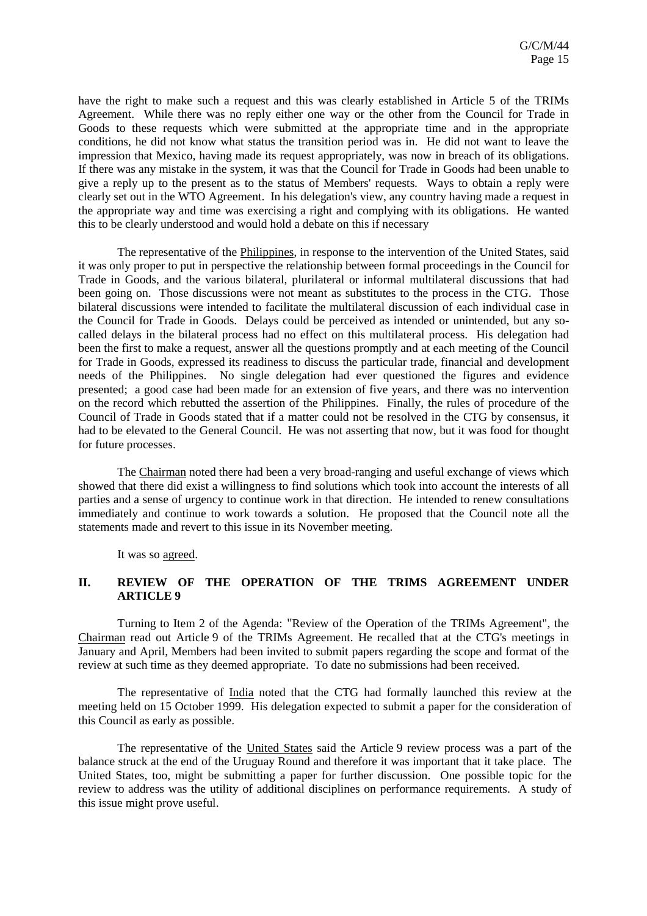have the right to make such a request and this was clearly established in Article 5 of the TRIMs Agreement. While there was no reply either one way or the other from the Council for Trade in Goods to these requests which were submitted at the appropriate time and in the appropriate conditions, he did not know what status the transition period was in. He did not want to leave the impression that Mexico, having made its request appropriately, was now in breach of its obligations. If there was any mistake in the system, it was that the Council for Trade in Goods had been unable to give a reply up to the present as to the status of Members' requests. Ways to obtain a reply were clearly set out in the WTO Agreement. In his delegation's view, any country having made a request in the appropriate way and time was exercising a right and complying with its obligations. He wanted this to be clearly understood and would hold a debate on this if necessary

The representative of the Philippines, in response to the intervention of the United States, said it was only proper to put in perspective the relationship between formal proceedings in the Council for Trade in Goods, and the various bilateral, plurilateral or informal multilateral discussions that had been going on. Those discussions were not meant as substitutes to the process in the CTG. Those bilateral discussions were intended to facilitate the multilateral discussion of each individual case in the Council for Trade in Goods. Delays could be perceived as intended or unintended, but any so-called delays in the bilateral process had no effect on this multilateral process. His delegation had been the first to make a request, answer all the questions promptly and at each meeting of the Council for Trade in Goods, expressed its readiness to discuss the particular trade, financial and development needs of the Philippines. No single delegation had ever questioned the figures and evidence presented; a good case had been made for an extension of five years, and there was no intervention on the record which rebutted the assertion of the Philippines. Finally, the rules of procedure of the Council of Trade in Goods stated that if a matter could not be resolved in the CTG by consensus, it had to be elevated to the General Council. He was not asserting that now, but it was food for thought for future processes.

The Chairman noted there had been a very broad-ranging and useful exchange of views which showed that there did exist a willingness to find solutions which took into account the interests of all parties and a sense of urgency to continue work in that direction. He intended to renew consultations immediately and continue to work towards a solution. He proposed that the Council note all the statements made and revert to this issue in its November meeting.

It was so agreed.

## II. REVIEW OF THE OPERATION OF THE TRIMS AGREEMENT UNDER ARTICLE 9

Turning to Item 2 of the Agenda: "Review of the Operation of the TRIMs Agreement", the Chairman read out Article 9 of the TRIMs Agreement. He recalled that at the CTG's meetings in January and April, Members had been invited to submit papers regarding the scope and format of the review at such time as they deemed appropriate. To date no submissions had been received.

The representative of India noted that the CTG had formally launched this review at the meeting held on 15 October 1999. His delegation expected to submit a paper for the consideration of this Council as early as possible.

The representative of the United States said the Article 9 review process was a part of the balance struck at the end of the Uruguay Round and therefore it was important that it take place. The United States, too, might be submitting a paper for further discussion. One possible topic for the review to address was the utility of additional disciplines on performance requirements. A study of this issue might prove useful.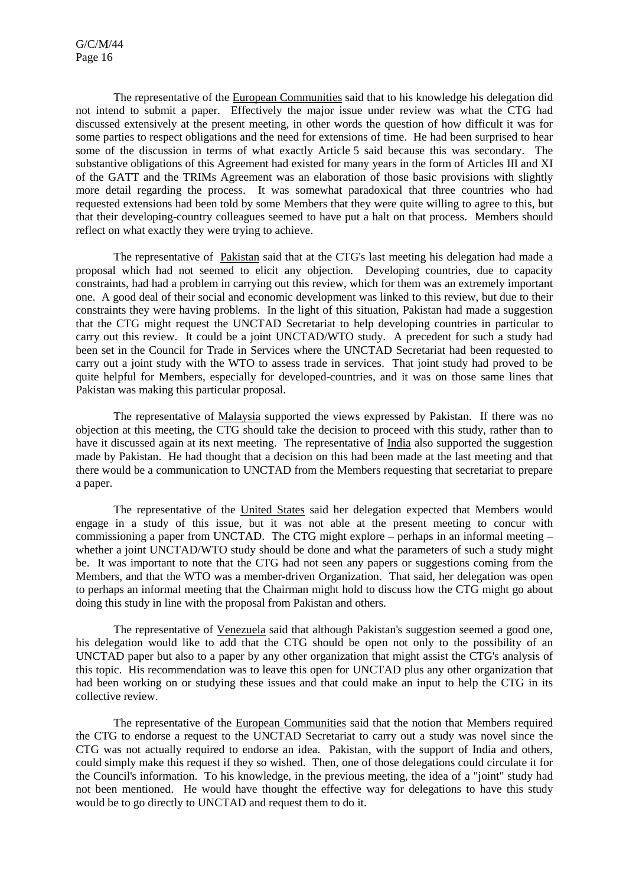The representative of the European Communities said that to his knowledge his delegation did not intend to submit a paper. Effectively the major issue under review was what the CTG had discussed extensively at the present meeting, in other words the question of how difficult it was for some parties to respect obligations and the need for extensions of time. He had been surprised to hear some of the discussion in terms of what exactly Article 5 said because this was secondary. The substantive obligations of this Agreement had existed for many years in the form of Articles III and XI of the GATT and the TRIMs Agreement was an elaboration of those basic provisions with slightly more detail regarding the process. It was somewhat paradoxical that three countries who had requested extensions had been told by some Members that they were quite willing to agree to this, but that their developing-country colleagues seemed to have put a halt on that process. Members should reflect on what exactly they were trying to achieve.

The representative of Pakistan said that at the CTG's last meeting his delegation had made a proposal which had not seemed to elicit any objection. Developing countries, due to capacity constraints, had had a problem in carrying out this review, which for them was an extremely important one. A good deal of their social and economic development was linked to this review, but due to their constraints they were having problems. In the light of this situation, Pakistan had made a suggestion that the CTG might request the UNCTAD Secretariat to help developing countries in particular to carry out this review. It could be a joint UNCTAD/WTO study. A precedent for such a study had been set in the Council for Trade in Services where the UNCTAD Secretariat had been requested to carry out a joint study with the WTO to assess trade in services. That joint study had proved to be quite helpful for Members, especially for developed-countries, and it was on those same lines that Pakistan was making this particular proposal.

The representative of Malaysia supported the views expressed by Pakistan. If there was no objection at this meeting, the CTG should take the decision to proceed with this study, rather than to have it discussed again at its next meeting. The representative of India also supported the suggestion made by Pakistan. He had thought that a decision on this had been made at the last meeting and that there would be a communication to UNCTAD from the Members requesting that secretariat to prepare a paper.

The representative of the United States said her delegation expected that Members would engage in a study of this issue, but it was not able at the present meeting to concur with commissioning a paper from UNCTAD. The CTG might explore – perhaps in an informal meeting – whether a joint UNCTAD/WTO study should be done and what the parameters of such a study might be. It was important to note that the CTG had not seen any papers or suggestions coming from the Members, and that the WTO was a member-driven Organization. That said, her delegation was open to perhaps an informal meeting that the Chairman might hold to discuss how the CTG might go about doing this study in line with the proposal from Pakistan and others.

The representative of Venezuela said that although Pakistan's suggestion seemed a good one, his delegation would like to add that the CTG should be open not only to the possibility of an UNCTAD paper but also to a paper by any other organization that might assist the CTG's analysis of this topic. His recommendation was to leave this open for UNCTAD plus any other organization that had been working on or studying these issues and that could make an input to help the CTG in its collective review.

The representative of the European Communities said that the notion that Members required the CTG to endorse a request to the UNCTAD Secretariat to carry out a study was novel since the CTG was not actually required to endorse an idea. Pakistan, with the support of India and others, could simply make this request if they so wished. Then, one of those delegations could circulate it for the Council's information. To his knowledge, in the previous meeting, the idea of a "joint" study had not been mentioned. He would have thought the effective way for delegations to have this study would be to go directly to UNCTAD and request them to do it.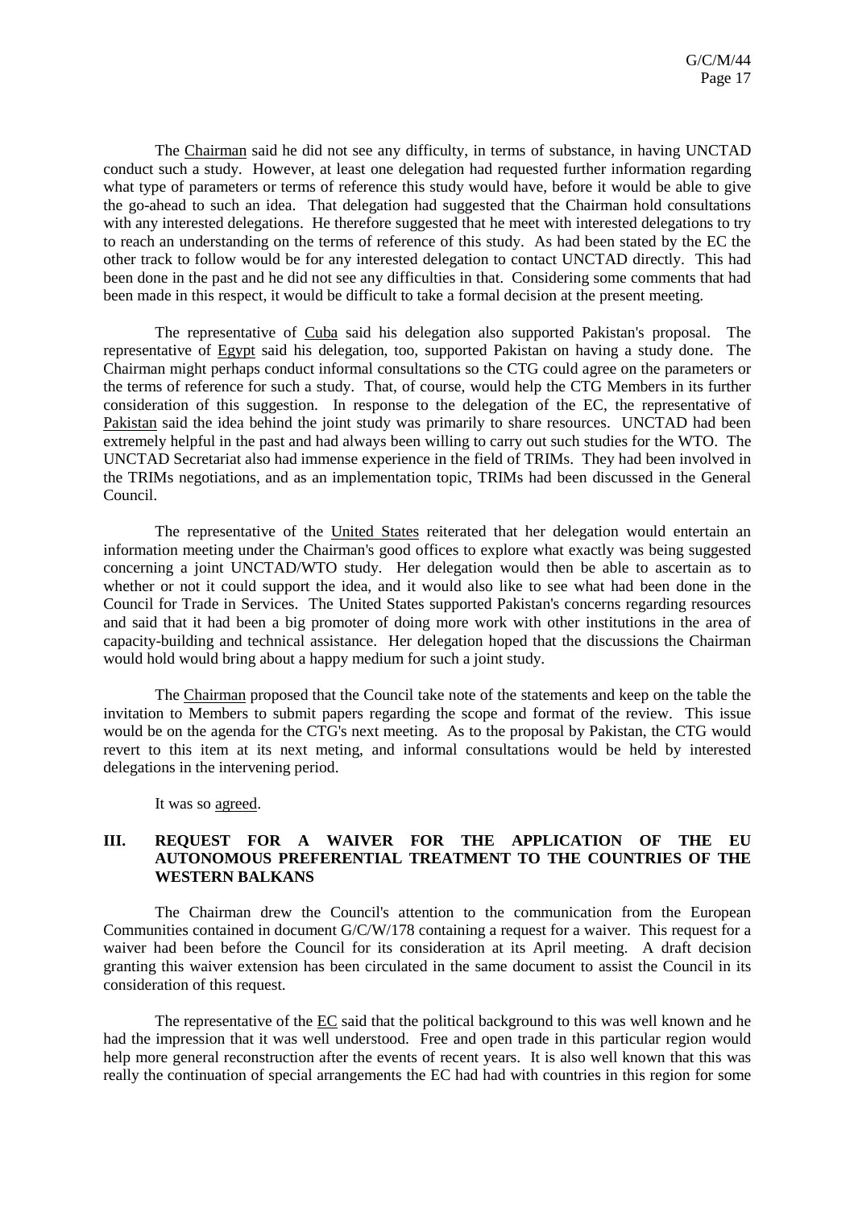The Chairman said he did not see any difficulty, in terms of substance, in having UNCTAD conduct such a study. However, at least one delegation had requested further information regarding what type of parameters or terms of reference this study would have, before it would be able to give the go-ahead to such an idea. That delegation had suggested that the Chairman hold consultations with any interested delegations. He therefore suggested that he meet with interested delegations to try to reach an understanding on the terms of reference of this study. As had been stated by the EC the other track to follow would be for any interested delegation to contact UNCTAD directly. This had been done in the past and he did not see any difficulties in that. Considering some comments that had been made in this respect, it would be difficult to take a formal decision at the present meeting.

The representative of Cuba said his delegation also supported Pakistan's proposal. The representative of Egypt said his delegation, too, supported Pakistan on having a study done. The Chairman might perhaps conduct informal consultations so the CTG could agree on the parameters or the terms of reference for such a study. That, of course, would help the CTG Members in its further consideration of this suggestion. In response to the delegation of the EC, the representative of Pakistan said the idea behind the joint study was primarily to share resources. UNCTAD had been extremely helpful in the past and had always been willing to carry out such studies for the WTO. The UNCTAD Secretariat also had immense experience in the field of TRIMs. They had been involved in the TRIMs negotiations, and as an implementation topic, TRIMs had been discussed in the General Council.

The representative of the United States reiterated that her delegation would entertain an information meeting under the Chairman's good offices to explore what exactly was being suggested concerning a joint UNCTAD/WTO study. Her delegation would then be able to ascertain as to whether or not it could support the idea, and it would also like to see what had been done in the Council for Trade in Services. The United States supported Pakistan's concerns regarding resources and said that it had been a big promoter of doing more work with other institutions in the area of capacity-building and technical assistance. Her delegation hoped that the discussions the Chairman would hold would bring about a happy medium for such a joint study.

The Chairman proposed that the Council take note of the statements and keep on the table the invitation to Members to submit papers regarding the scope and format of the review. This issue would be on the agenda for the CTG's next meeting. As to the proposal by Pakistan, the CTG would revert to this item at its next meting, and informal consultations would be held by interested delegations in the intervening period.

It was so agreed.

## III. REQUEST FOR A WAIVER FOR THE APPLICATION OF THE EU AUTONOMOUS PREFERENTIAL TREATMENT TO THE COUNTRIES OF THE WESTERN BALKANS

The Chairman drew the Council's attention to the communication from the European Communities contained in document G/C/W/178 containing a request for a waiver. This request for a waiver had been before the Council for its consideration at its April meeting. A draft decision granting this waiver extension has been circulated in the same document to assist the Council in its consideration of this request.

The representative of the EC said that the political background to this was well known and he had the impression that it was well understood. Free and open trade in this particular region would help more general reconstruction after the events of recent years. It is also well known that this was really the continuation of special arrangements the EC had had with countries in this region for some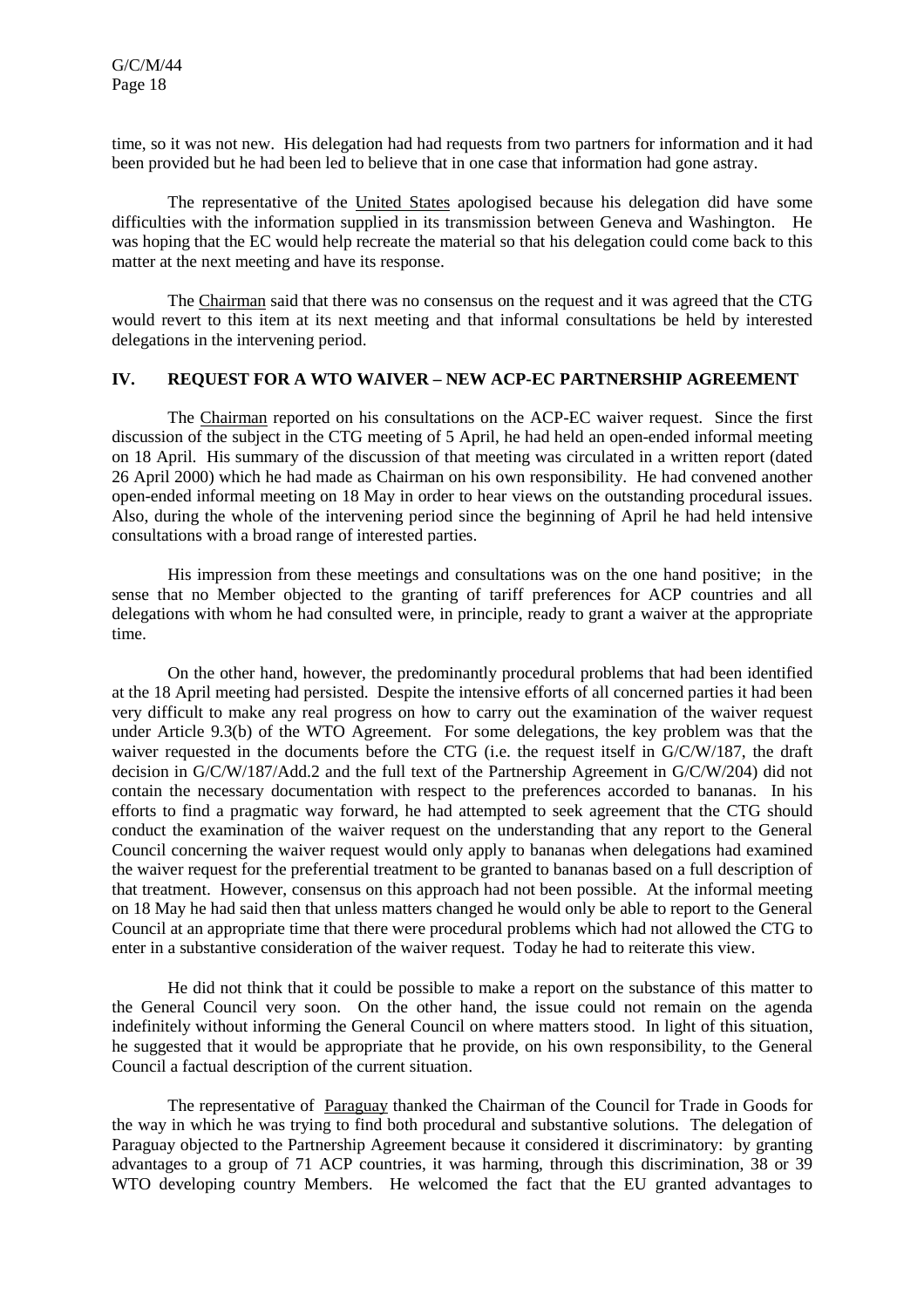time, so it was not new. His delegation had had requests from two partners for information and it had been provided but he had been led to believe that in one case that information had gone astray.

The representative of the United States apologised because his delegation did have some difficulties with the information supplied in its transmission between Geneva and Washington. He was hoping that the EC would help recreate the material so that his delegation could come back to this matter at the next meeting and have its response.

The Chairman said that there was no consensus on the request and it was agreed that the CTG would revert to this item at its next meeting and that informal consultations be held by interested delegations in the intervening period.

## IV. REQUEST FOR A WTO WAIVER – NEW ACP-EC PARTNERSHIP AGREEMENT

The Chairman reported on his consultations on the ACP-EC waiver request. Since the first discussion of the subject in the CTG meeting of 5 April, he had held an open-ended informal meeting on 18 April. His summary of the discussion of that meeting was circulated in a written report (dated 26 April 2000) which he had made as Chairman on his own responsibility. He had convened another open-ended informal meeting on 18 May in order to hear views on the outstanding procedural issues. Also, during the whole of the intervening period since the beginning of April he had held intensive consultations with a broad range of interested parties.

His impression from these meetings and consultations was on the one hand positive; in the sense that no Member objected to the granting of tariff preferences for ACP countries and all delegations with whom he had consulted were, in principle, ready to grant a waiver at the appropriate time.

On the other hand, however, the predominantly procedural problems that had been identified at the 18 April meeting had persisted. Despite the intensive efforts of all concerned parties it had been very difficult to make any real progress on how to carry out the examination of the waiver request under Article 9.3(b) of the WTO Agreement. For some delegations, the key problem was that the waiver requested in the documents before the CTG (i.e. the request itself in G/C/W/187, the draft decision in G/C/W/187/Add.2 and the full text of the Partnership Agreement in G/C/W/204) did not contain the necessary documentation with respect to the preferences accorded to bananas. In his efforts to find a pragmatic way forward, he had attempted to seek agreement that the CTG should conduct the examination of the waiver request on the understanding that any report to the General Council concerning the waiver request would only apply to bananas when delegations had examined the waiver request for the preferential treatment to be granted to bananas based on a full description of that treatment. However, consensus on this approach had not been possible. At the informal meeting on 18 May he had said then that unless matters changed he would only be able to report to the General Council at an appropriate time that there were procedural problems which had not allowed the CTG to enter in a substantive consideration of the waiver request. Today he had to reiterate this view.

He did not think that it could be possible to make a report on the substance of this matter to the General Council very soon. On the other hand, the issue could not remain on the agenda indefinitely without informing the General Council on where matters stood. In light of this situation, he suggested that it would be appropriate that he provide, on his own responsibility, to the General Council a factual description of the current situation.

The representative of Paraguay thanked the Chairman of the Council for Trade in Goods for the way in which he was trying to find both procedural and substantive solutions. The delegation of Paraguay objected to the Partnership Agreement because it considered it discriminatory: by granting advantages to a group of 71 ACP countries, it was harming, through this discrimination, 38 or 39 WTO developing country Members. He welcomed the fact that the EU granted advantages to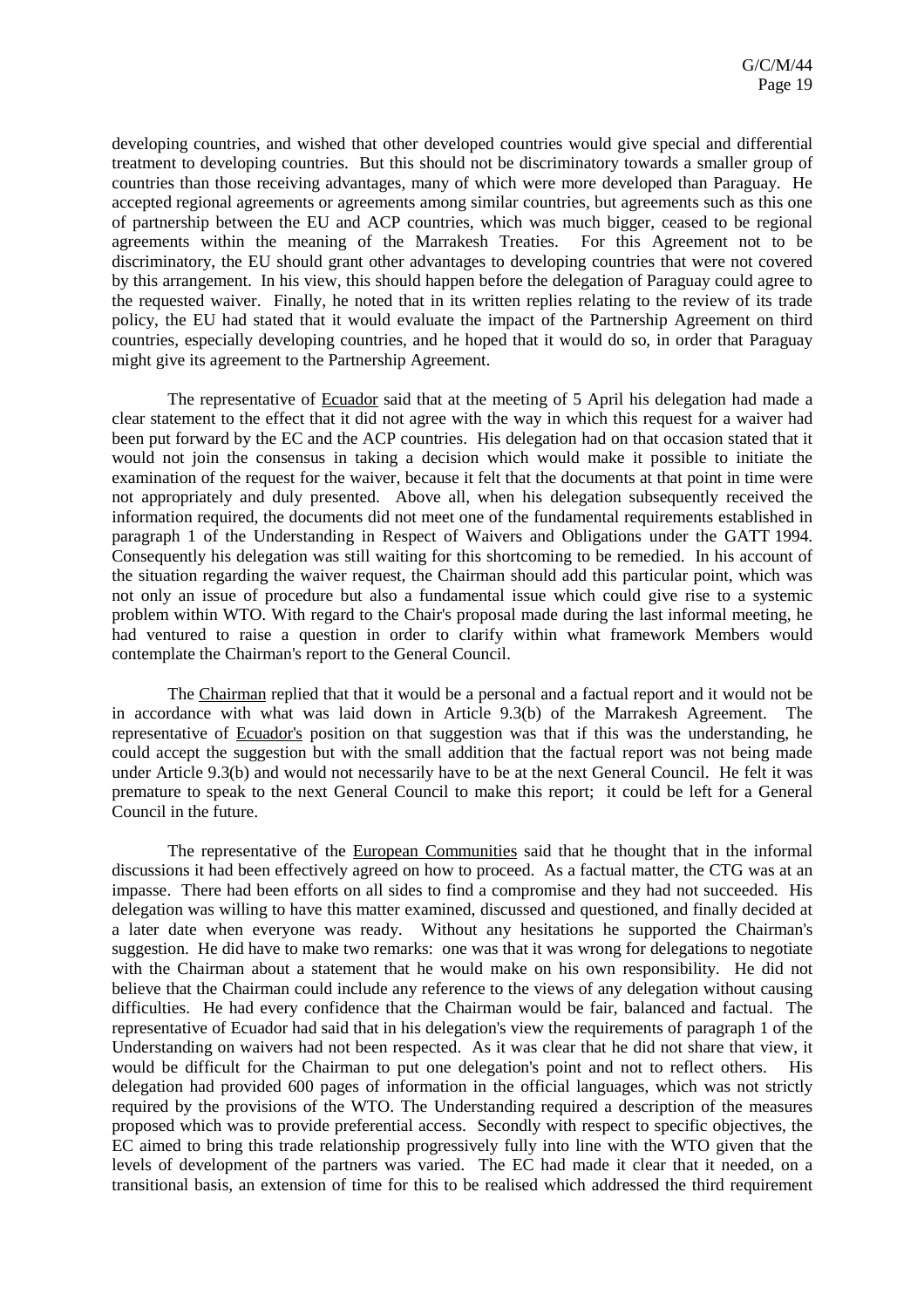developing countries, and wished that other developed countries would give special and differential treatment to developing countries. But this should not be discriminatory towards a smaller group of countries than those receiving advantages, many of which were more developed than Paraguay. He accepted regional agreements or agreements among similar countries, but agreements such as this one of partnership between the EU and ACP countries, which was much bigger, ceased to be regional agreements within the meaning of the Marrakesh Treaties. For this Agreement not to be discriminatory, the EU should grant other advantages to developing countries that were not covered by this arrangement. In his view, this should happen before the delegation of Paraguay could agree to the requested waiver. Finally, he noted that in its written replies relating to the review of its trade policy, the EU had stated that it would evaluate the impact of the Partnership Agreement on third countries, especially developing countries, and he hoped that it would do so, in order that Paraguay might give its agreement to the Partnership Agreement.

The representative of Ecuador said that at the meeting of 5 April his delegation had made a clear statement to the effect that it did not agree with the way in which this request for a waiver had been put forward by the EC and the ACP countries. His delegation had on that occasion stated that it would not join the consensus in taking a decision which would make it possible to initiate the examination of the request for the waiver, because it felt that the documents at that point in time were not appropriately and duly presented. Above all, when his delegation subsequently received the information required, the documents did not meet one of the fundamental requirements established in paragraph 1 of the Understanding in Respect of Waivers and Obligations under the GATT 1994. Consequently his delegation was still waiting for this shortcoming to be remedied. In his account of the situation regarding the waiver request, the Chairman should add this particular point, which was not only an issue of procedure but also a fundamental issue which could give rise to a systemic problem within WTO. With regard to the Chair's proposal made during the last informal meeting, he had ventured to raise a question in order to clarify within what framework Members would contemplate the Chairman's report to the General Council.

The Chairman replied that that it would be a personal and a factual report and it would not be in accordance with what was laid down in Article 9.3(b) of the Marrakesh Agreement. The representative of Ecuador's position on that suggestion was that if this was the understanding, he could accept the suggestion but with the small addition that the factual report was not being made under Article 9.3(b) and would not necessarily have to be at the next General Council. He felt it was premature to speak to the next General Council to make this report; it could be left for a General Council in the future.

The representative of the European Communities said that he thought that in the informal discussions it had been effectively agreed on how to proceed. As a factual matter, the CTG was at an impasse. There had been efforts on all sides to find a compromise and they had not succeeded. His delegation was willing to have this matter examined, discussed and questioned, and finally decided at a later date when everyone was ready. Without any hesitations he supported the Chairman's suggestion. He did have to make two remarks: one was that it was wrong for delegations to negotiate with the Chairman about a statement that he would make on his own responsibility. He did not believe that the Chairman could include any reference to the views of any delegation without causing difficulties. He had every confidence that the Chairman would be fair, balanced and factual. The representative of Ecuador had said that in his delegation's view the requirements of paragraph 1 of the Understanding on waivers had not been respected. As it was clear that he did not share that view, it would be difficult for the Chairman to put one delegation's point and not to reflect others. His delegation had provided 600 pages of information in the official languages, which was not strictly required by the provisions of the WTO. The Understanding required a description of the measures proposed which was to provide preferential access. Secondly with respect to specific objectives, the EC aimed to bring this trade relationship progressively fully into line with the WTO given that the levels of development of the partners was varied. The EC had made it clear that it needed, on a transitional basis, an extension of time for this to be realised which addressed the third requirement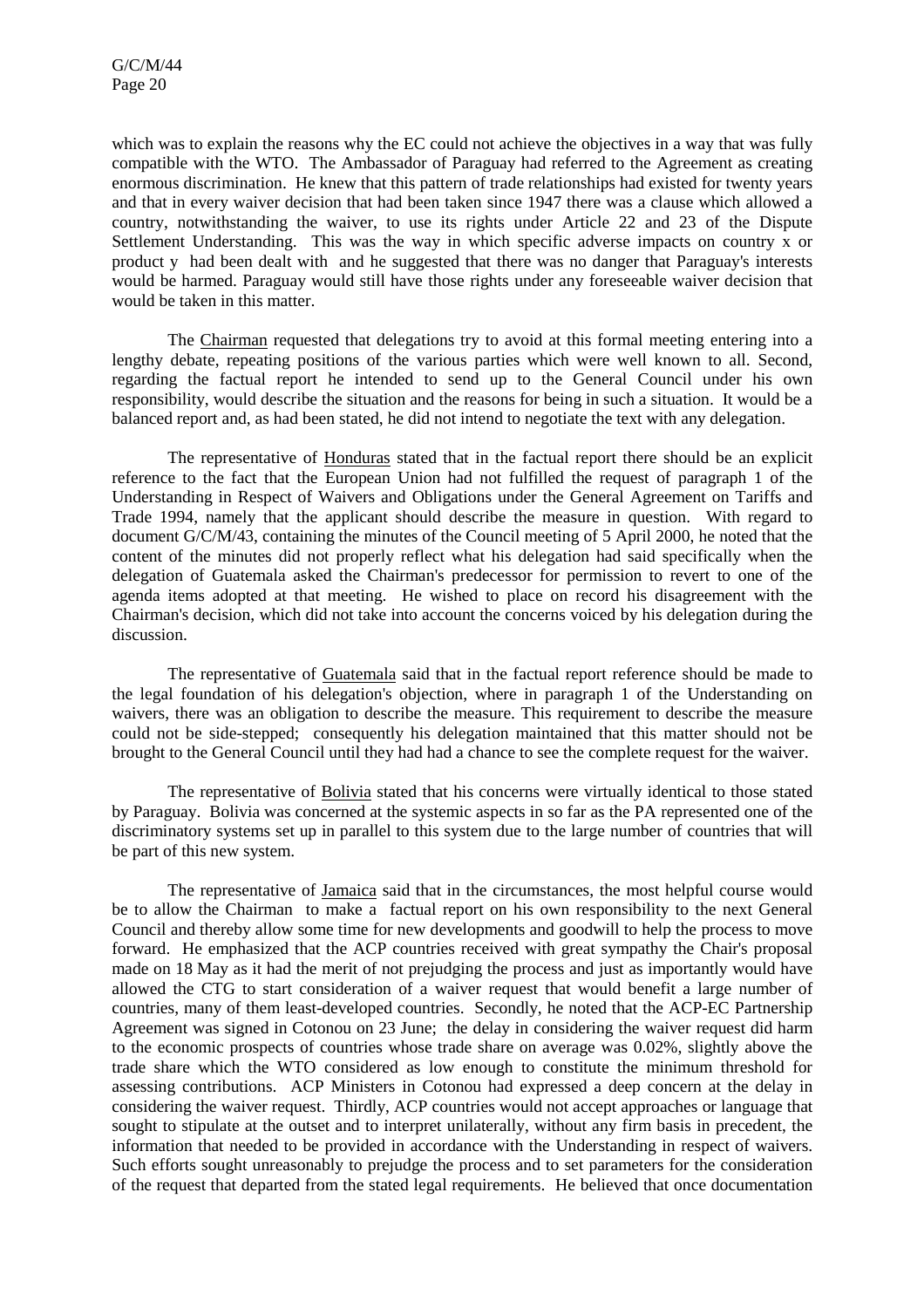which was to explain the reasons why the EC could not achieve the objectives in a way that was fully compatible with the WTO. The Ambassador of Paraguay had referred to the Agreement as creating enormous discrimination. He knew that this pattern of trade relationships had existed for twenty years and that in every waiver decision that had been taken since 1947 there was a clause which allowed a country, notwithstanding the waiver, to use its rights under Article 22 and 23 of the Dispute Settlement Understanding. This was the way in which specific adverse impacts on country x or product y had been dealt with and he suggested that there was no danger that Paraguay's interests would be harmed. Paraguay would still have those rights under any foreseeable waiver decision that would be taken in this matter.

The Chairman requested that delegations try to avoid at this formal meeting entering into a lengthy debate, repeating positions of the various parties which were well known to all. Second, regarding the factual report he intended to send up to the General Council under his own responsibility, would describe the situation and the reasons for being in such a situation. It would be a balanced report and, as had been stated, he did not intend to negotiate the text with any delegation.

The representative of Honduras stated that in the factual report there should be an explicit reference to the fact that the European Union had not fulfilled the request of paragraph 1 of the Understanding in Respect of Waivers and Obligations under the General Agreement on Tariffs and Trade 1994, namely that the applicant should describe the measure in question. With regard to document G/C/M/43, containing the minutes of the Council meeting of 5 April 2000, he noted that the content of the minutes did not properly reflect what his delegation had said specifically when the delegation of Guatemala asked the Chairman's predecessor for permission to revert to one of the agenda items adopted at that meeting. He wished to place on record his disagreement with the Chairman's decision, which did not take into account the concerns voiced by his delegation during the discussion.

The representative of Guatemala said that in the factual report reference should be made to the legal foundation of his delegation's objection, where in paragraph 1 of the Understanding on waivers, there was an obligation to describe the measure. This requirement to describe the measure could not be side-stepped; consequently his delegation maintained that this matter should not be brought to the General Council until they had had a chance to see the complete request for the waiver.

The representative of Bolivia stated that his concerns were virtually identical to those stated by Paraguay. Bolivia was concerned at the systemic aspects in so far as the PA represented one of the discriminatory systems set up in parallel to this system due to the large number of countries that will be part of this new system.

The representative of Jamaica said that in the circumstances, the most helpful course would be to allow the Chairman to make a factual report on his own responsibility to the next General Council and thereby allow some time for new developments and goodwill to help the process to move forward. He emphasized that the ACP countries received with great sympathy the Chair's proposal made on 18 May as it had the merit of not prejudging the process and just as importantly would have allowed the CTG to start consideration of a waiver request that would benefit a large number of countries, many of them least-developed countries. Secondly, he noted that the ACP-EC Partnership Agreement was signed in Cotonou on 23 June; the delay in considering the waiver request did harm to the economic prospects of countries whose trade share on average was 0.02%, slightly above the trade share which the WTO considered as low enough to constitute the minimum threshold for assessing contributions. ACP Ministers in Cotonou had expressed a deep concern at the delay in considering the waiver request. Thirdly, ACP countries would not accept approaches or language that sought to stipulate at the outset and to interpret unilaterally, without any firm basis in precedent, the information that needed to be provided in accordance with the Understanding in respect of waivers. Such efforts sought unreasonably to prejudge the process and to set parameters for the consideration of the request that departed from the stated legal requirements. He believed that once documentation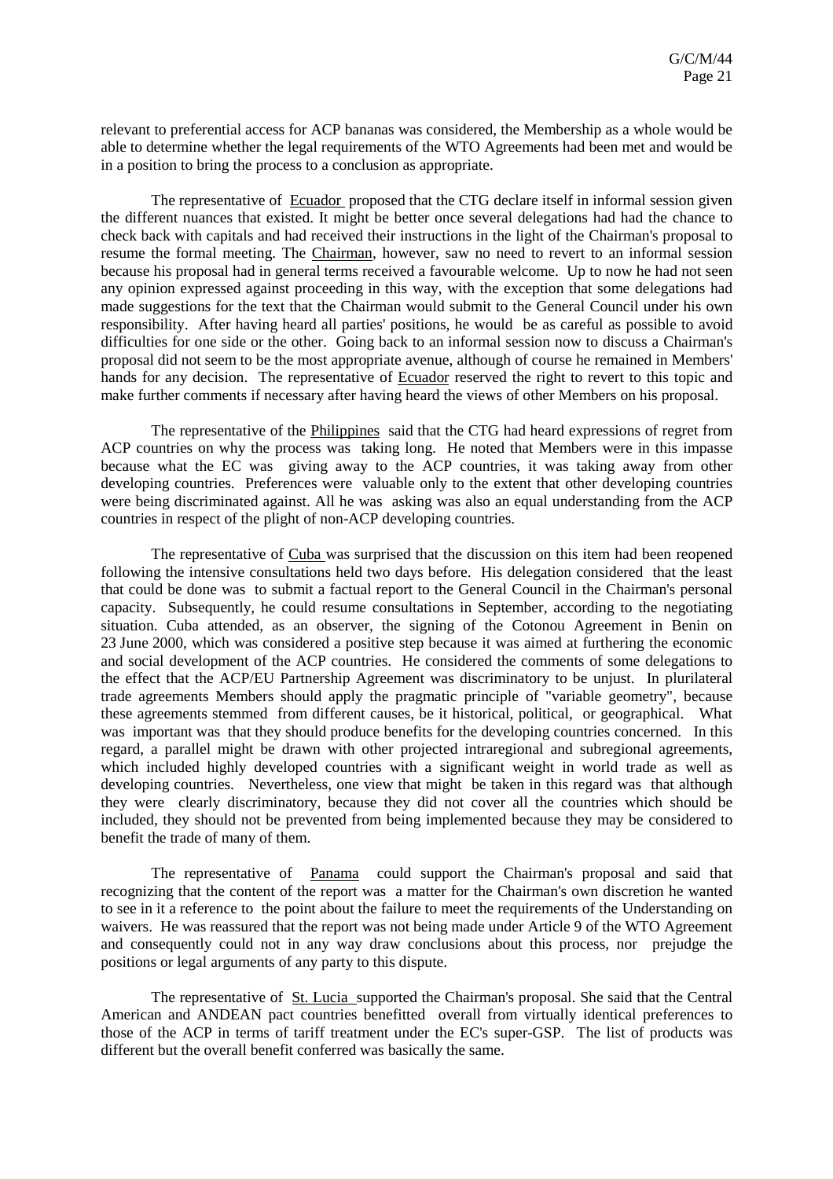relevant to preferential access for ACP bananas was considered, the Membership as a whole would be able to determine whether the legal requirements of the WTO Agreements had been met and would be in a position to bring the process to a conclusion as appropriate.

The representative of Ecuador proposed that the CTG declare itself in informal session given the different nuances that existed. It might be better once several delegations had had the chance to check back with capitals and had received their instructions in the light of the Chairman's proposal to resume the formal meeting. The Chairman, however, saw no need to revert to an informal session because his proposal had in general terms received a favourable welcome. Up to now he had not seen any opinion expressed against proceeding in this way, with the exception that some delegations had made suggestions for the text that the Chairman would submit to the General Council under his own responsibility. After having heard all parties' positions, he would be as careful as possible to avoid difficulties for one side or the other. Going back to an informal session now to discuss a Chairman's proposal did not seem to be the most appropriate avenue, although of course he remained in Members' hands for any decision. The representative of Ecuador reserved the right to revert to this topic and make further comments if necessary after having heard the views of other Members on his proposal.

The representative of the Philippines said that the CTG had heard expressions of regret from ACP countries on why the process was taking long. He noted that Members were in this impasse because what the EC was giving away to the ACP countries, it was taking away from other developing countries. Preferences were valuable only to the extent that other developing countries were being discriminated against. All he was asking was also an equal understanding from the ACP countries in respect of the plight of non-ACP developing countries.

The representative of Cuba was surprised that the discussion on this item had been reopened following the intensive consultations held two days before. His delegation considered that the least that could be done was to submit a factual report to the General Council in the Chairman's personal capacity. Subsequently, he could resume consultations in September, according to the negotiating situation. Cuba attended, as an observer, the signing of the Cotonou Agreement in Benin on 23 June 2000, which was considered a positive step because it was aimed at furthering the economic and social development of the ACP countries. He considered the comments of some delegations to the effect that the ACP/EU Partnership Agreement was discriminatory to be unjust. In plurilateral trade agreements Members should apply the pragmatic principle of "variable geometry", because these agreements stemmed from different causes, be it historical, political, or geographical. What was important was that they should produce benefits for the developing countries concerned. In this regard, a parallel might be drawn with other projected intraregional and subregional agreements, which included highly developed countries with a significant weight in world trade as well as developing countries. Nevertheless, one view that might be taken in this regard was that although they were clearly discriminatory, because they did not cover all the countries which should be included, they should not be prevented from being implemented because they may be considered to benefit the trade of many of them.

The representative of Panama could support the Chairman's proposal and said that recognizing that the content of the report was a matter for the Chairman's own discretion he wanted to see in it a reference to the point about the failure to meet the requirements of the Understanding on waivers. He was reassured that the report was not being made under Article 9 of the WTO Agreement and consequently could not in any way draw conclusions about this process, nor prejudge the positions or legal arguments of any party to this dispute.

The representative of St. Lucia supported the Chairman's proposal. She said that the Central American and ANDEAN pact countries benefitted overall from virtually identical preferences to those of the ACP in terms of tariff treatment under the EC's super-GSP. The list of products was different but the overall benefit conferred was basically the same.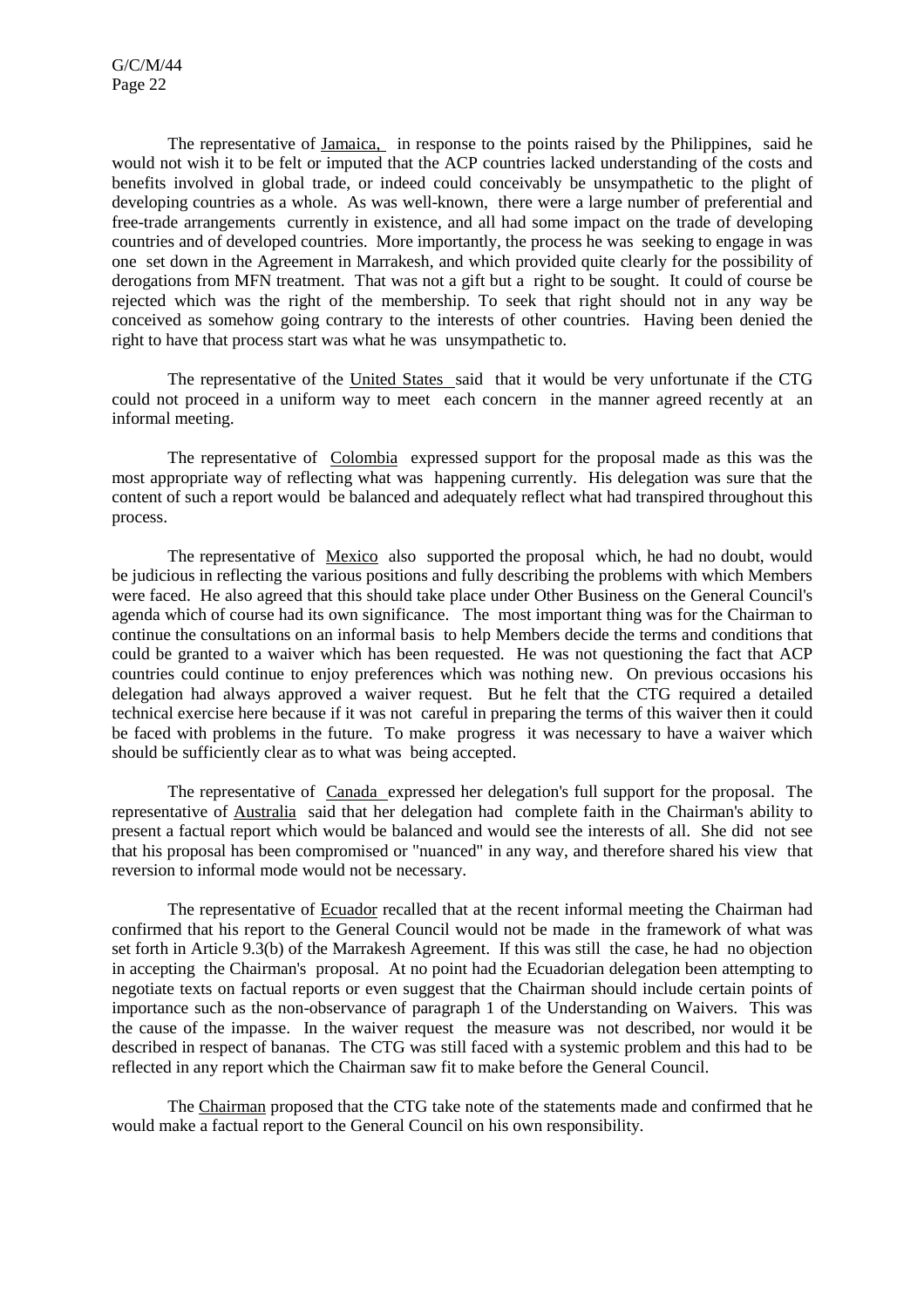The representative of Jamaica, in response to the points raised by the Philippines, said he would not wish it to be felt or imputed that the ACP countries lacked understanding of the costs and benefits involved in global trade, or indeed could conceivably be unsympathetic to the plight of developing countries as a whole. As was well-known, there were a large number of preferential and free-trade arrangements currently in existence, and all had some impact on the trade of developing countries and of developed countries. More importantly, the process he was seeking to engage in was one set down in the Agreement in Marrakesh, and which provided quite clearly for the possibility of derogations from MFN treatment. That was not a gift but a right to be sought. It could of course be rejected which was the right of the membership. To seek that right should not in any way be conceived as somehow going contrary to the interests of other countries. Having been denied the right to have that process start was what he was unsympathetic to.

The representative of the United States said that it would be very unfortunate if the CTG could not proceed in a uniform way to meet each concern in the manner agreed recently at an informal meeting.

The representative of Colombia expressed support for the proposal made as this was the most appropriate way of reflecting what was happening currently. His delegation was sure that the content of such a report would be balanced and adequately reflect what had transpired throughout this process.

The representative of Mexico also supported the proposal which, he had no doubt, would be judicious in reflecting the various positions and fully describing the problems with which Members were faced. He also agreed that this should take place under Other Business on the General Council's agenda which of course had its own significance. The most important thing was for the Chairman to continue the consultations on an informal basis to help Members decide the terms and conditions that could be granted to a waiver which has been requested. He was not questioning the fact that ACP countries could continue to enjoy preferences which was nothing new. On previous occasions his delegation had always approved a waiver request. But he felt that the CTG required a detailed technical exercise here because if it was not careful in preparing the terms of this waiver then it could be faced with problems in the future. To make progress it was necessary to have a waiver which should be sufficiently clear as to what was being accepted.

The representative of Canada expressed her delegation's full support for the proposal. The representative of Australia said that her delegation had complete faith in the Chairman's ability to present a factual report which would be balanced and would see the interests of all. She did not see that his proposal has been compromised or "nuanced" in any way, and therefore shared his view that reversion to informal mode would not be necessary.

The representative of Ecuador recalled that at the recent informal meeting the Chairman had confirmed that his report to the General Council would not be made in the framework of what was set forth in Article 9.3(b) of the Marrakesh Agreement. If this was still the case, he had no objection in accepting the Chairman's proposal. At no point had the Ecuadorian delegation been attempting to negotiate texts on factual reports or even suggest that the Chairman should include certain points of importance such as the non-observance of paragraph 1 of the Understanding on Waivers. This was the cause of the impasse. In the waiver request the measure was not described, nor would it be described in respect of bananas. The CTG was still faced with a systemic problem and this had to be reflected in any report which the Chairman saw fit to make before the General Council.

The Chairman proposed that the CTG take note of the statements made and confirmed that he would make a factual report to the General Council on his own responsibility.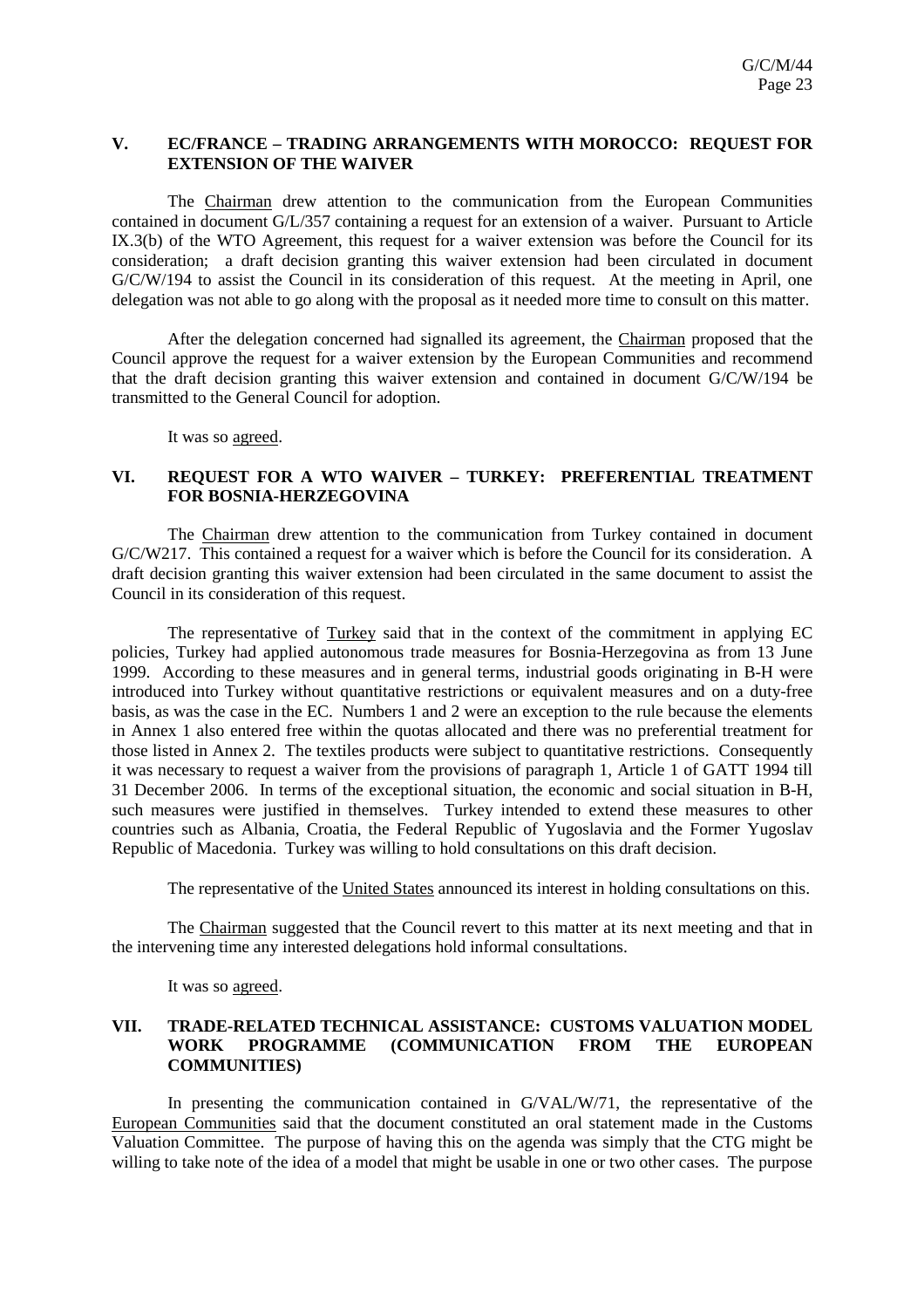## V. EC/FRANCE – TRADING ARRANGEMENTS WITH MOROCCO: REQUEST FOR EXTENSION OF THE WAIVER

The Chairman drew attention to the communication from the European Communities contained in document G/L/357 containing a request for an extension of a waiver. Pursuant to Article IX.3(b) of the WTO Agreement, this request for a waiver extension was before the Council for its consideration; a draft decision granting this waiver extension had been circulated in document G/C/W/194 to assist the Council in its consideration of this request. At the meeting in April, one delegation was not able to go along with the proposal as it needed more time to consult on this matter.

After the delegation concerned had signalled its agreement, the Chairman proposed that the Council approve the request for a waiver extension by the European Communities and recommend that the draft decision granting this waiver extension and contained in document G/C/W/194 be transmitted to the General Council for adoption.

It was so agreed.

## VI. REQUEST FOR A WTO WAIVER – TURKEY: PREFERENTIAL TREATMENT FOR BOSNIA-HERZEGOVINA

The Chairman drew attention to the communication from Turkey contained in document G/C/W217. This contained a request for a waiver which is before the Council for its consideration. A draft decision granting this waiver extension had been circulated in the same document to assist the Council in its consideration of this request.

The representative of Turkey said that in the context of the commitment in applying EC policies, Turkey had applied autonomous trade measures for Bosnia-Herzegovina as from 13 June 1999. According to these measures and in general terms, industrial goods originating in B-H were introduced into Turkey without quantitative restrictions or equivalent measures and on a duty-free basis, as was the case in the EC. Numbers 1 and 2 were an exception to the rule because the elements in Annex 1 also entered free within the quotas allocated and there was no preferential treatment for those listed in Annex 2. The textiles products were subject to quantitative restrictions. Consequently it was necessary to request a waiver from the provisions of paragraph 1, Article 1 of GATT 1994 till 31 December 2006. In terms of the exceptional situation, the economic and social situation in B-H, such measures were justified in themselves. Turkey intended to extend these measures to other countries such as Albania, Croatia, the Federal Republic of Yugoslavia and the Former Yugoslav Republic of Macedonia. Turkey was willing to hold consultations on this draft decision.

The representative of the United States announced its interest in holding consultations on this.

The Chairman suggested that the Council revert to this matter at its next meeting and that in the intervening time any interested delegations hold informal consultations.

It was so agreed.

## VII. TRADE-RELATED TECHNICAL ASSISTANCE: CUSTOMS VALUATION MODEL WORK PROGRAMME (COMMUNICATION FROM THE EUROPEAN COMMUNITIES)

In presenting the communication contained in G/VAL/W/71, the representative of the European Communities said that the document constituted an oral statement made in the Customs Valuation Committee. The purpose of having this on the agenda was simply that the CTG might be willing to take note of the idea of a model that might be usable in one or two other cases. The purpose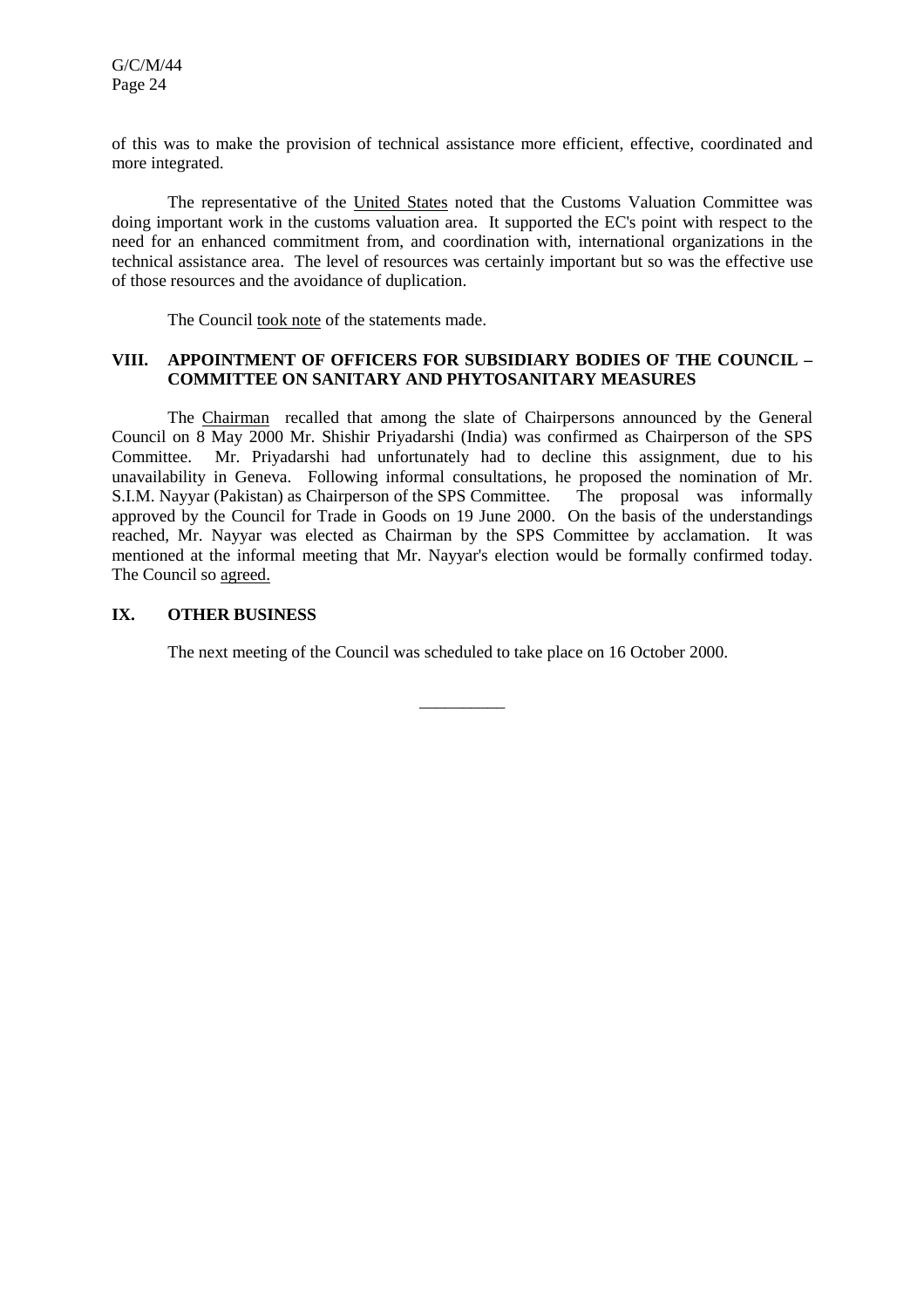of this was to make the provision of technical assistance more efficient, effective, coordinated and more integrated.

The representative of the United States noted that the Customs Valuation Committee was doing important work in the customs valuation area. It supported the EC's point with respect to the need for an enhanced commitment from, and coordination with, international organizations in the technical assistance area. The level of resources was certainly important but so was the effective use of those resources and the avoidance of duplication.

The Council took note of the statements made.

## VIII. APPOINTMENT OF OFFICERS FOR SUBSIDIARY BODIES OF THE COUNCIL – COMMITTEE ON SANITARY AND PHYTOSANITARY MEASURES

The Chairman recalled that among the slate of Chairpersons announced by the General Council on 8 May 2000 Mr. Shishir Priyadarshi (India) was confirmed as Chairperson of the SPS Committee. Mr. Priyadarshi had unfortunately had to decline this assignment, due to his unavailability in Geneva. Following informal consultations, he proposed the nomination of Mr. S.I.M. Nayyar (Pakistan) as Chairperson of the SPS Committee. The proposal was informally approved by the Council for Trade in Goods on 19 June 2000. On the basis of the understandings reached, Mr. Nayyar was elected as Chairman by the SPS Committee by acclamation. It was mentioned at the informal meeting that Mr. Nayyar's election would be formally confirmed today. The Council so agreed.

## IX. OTHER BUSINESS

The next meeting of the Council was scheduled to take place on 16 October 2000.

__________